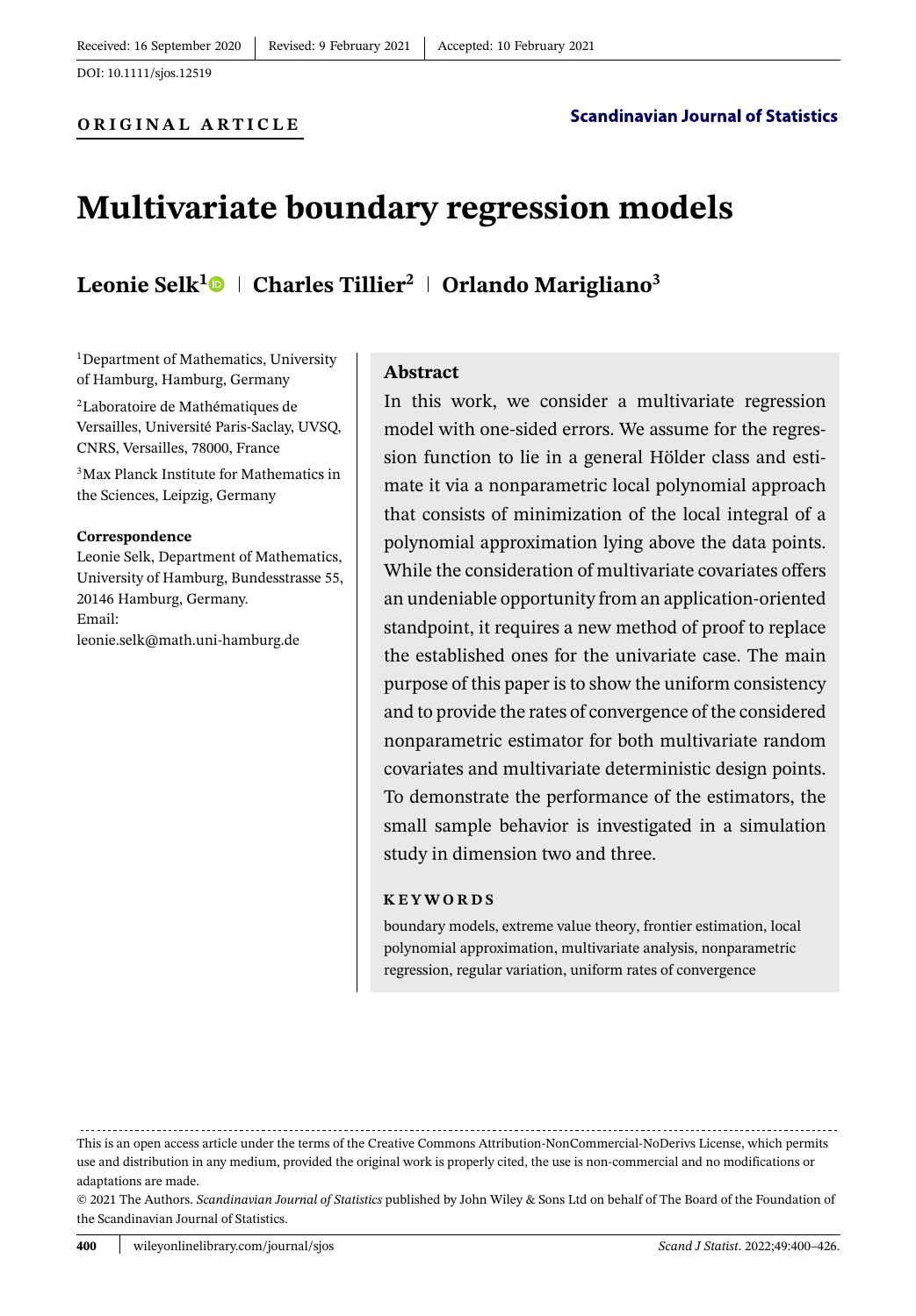Received: 16 September 2020 | Revised: 9 February 2021 | Accepted: 10 February 2021

DOI: 10.1111/sjos.12519

**ORIGINAL ARTICLE**

**Scandinavian Journal of Statistics**

# Multivariate boundary regression models

**Leonie Selk[1] | Charles Tillier[2] | Orlando Marigliano[3]**

[1]Department of Mathematics, University of Hamburg, Hamburg, Germany

[2]Laboratoire de Mathématiques de Versailles, Université Paris-Saclay, UVSQ, CNRS, Versailles, 78000, France

[3]Max Planck Institute for Mathematics in the Sciences, Leipzig, Germany

**Correspondence**

Leonie Selk, Department of Mathematics, University of Hamburg, Bundesstrasse 55, 20146 Hamburg, Germany.
Email: leonie.selk@math.uni-hamburg.de

## Abstract

In this work, we consider a multivariate regression model with one-sided errors. We assume for the regression function to lie in a general Hölder class and estimate it via a nonparametric local polynomial approach that consists of minimization of the local integral of a polynomial approximation lying above the data points. While the consideration of multivariate covariates offers an undeniable opportunity from an application-oriented standpoint, it requires a new method of proof to replace the established ones for the univariate case. The main purpose of this paper is to show the uniform consistency and to provide the rates of convergence of the considered nonparametric estimator for both multivariate random covariates and multivariate deterministic design points. To demonstrate the performance of the estimators, the small sample behavior is investigated in a simulation study in dimension two and three.

**KEYWORDS**

boundary models, extreme value theory, frontier estimation, local polynomial approximation, multivariate analysis, nonparametric regression, regular variation, uniform rates of convergence

---

This is an open access article under the terms of the Creative Commons Attribution-NonCommercial-NoDerivs License, which permits use and distribution in any medium, provided the original work is properly cited, the use is non-commercial and no modifications or adaptations are made.

© 2021 The Authors. *Scandinavian Journal of Statistics* published by John Wiley & Sons Ltd on behalf of The Board of the Foundation of the Scandinavian Journal of Statistics.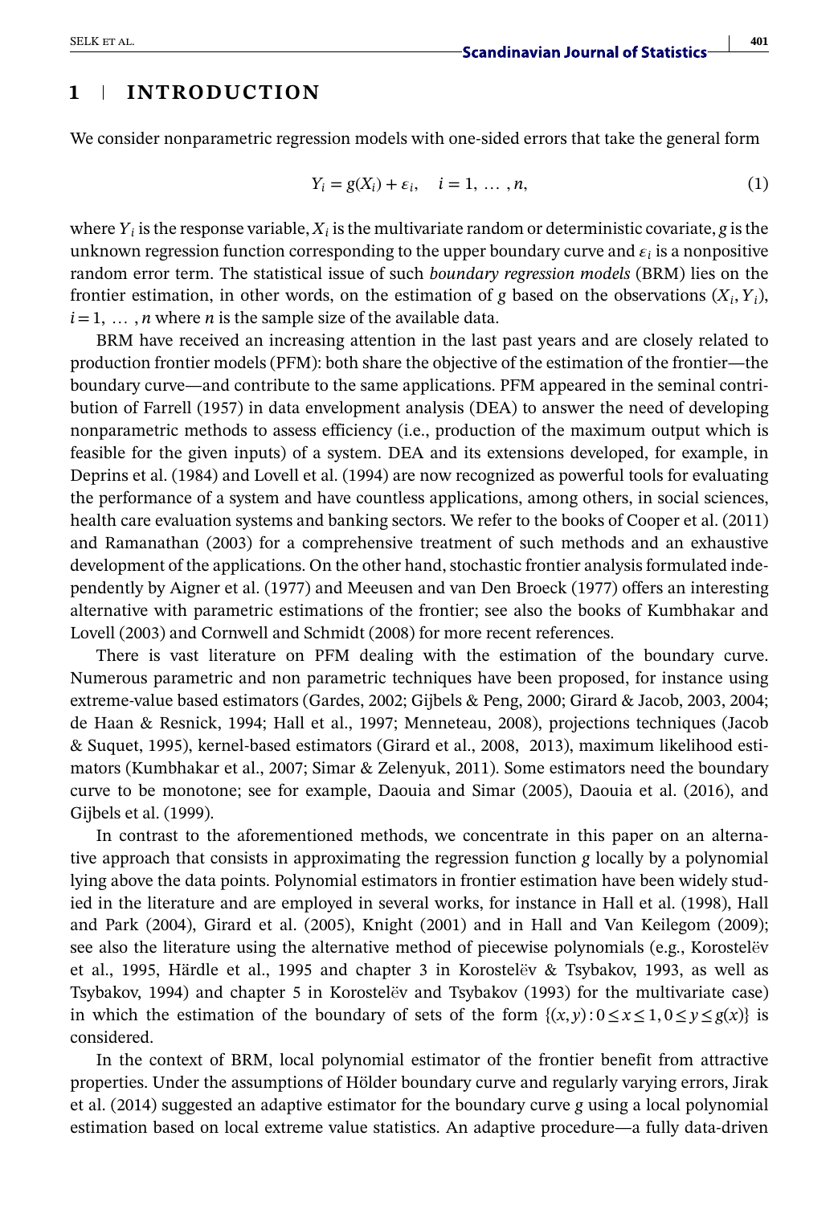## 1 | INTRODUCTION

We consider nonparametric regression models with one-sided errors that take the general form

$$Y_i = g(X_i) + \varepsilon_i, \quad i = 1, \ldots, n, \tag{1}$$

where $Y_i$ is the response variable, $X_i$ is the multivariate random or deterministic covariate, $g$ is the unknown regression function corresponding to the upper boundary curve and $\varepsilon_i$ is a nonpositive random error term. The statistical issue of such *boundary regression models* (BRM) lies on the frontier estimation, in other words, on the estimation of $g$ based on the observations $(X_i, Y_i)$, $i = 1, \ldots, n$ where $n$ is the sample size of the available data.

BRM have received an increasing attention in the last past years and are closely related to production frontier models (PFM): both share the objective of the estimation of the frontier—the boundary curve—and contribute to the same applications. PFM appeared in the seminal contribution of Farrell (1957) in data envelopment analysis (DEA) to answer the need of developing nonparametric methods to assess efficiency (i.e., production of the maximum output which is feasible for the given inputs) of a system. DEA and its extensions developed, for example, in Deprins et al. (1984) and Lovell et al. (1994) are now recognized as powerful tools for evaluating the performance of a system and have countless applications, among others, in social sciences, health care evaluation systems and banking sectors. We refer to the books of Cooper et al. (2011) and Ramanathan (2003) for a comprehensive treatment of such methods and an exhaustive development of the applications. On the other hand, stochastic frontier analysis formulated independently by Aigner et al. (1977) and Meeusen and van Den Broeck (1977) offers an interesting alternative with parametric estimations of the frontier; see also the books of Kumbhakar and Lovell (2003) and Cornwell and Schmidt (2008) for more recent references.

There is vast literature on PFM dealing with the estimation of the boundary curve. Numerous parametric and non parametric techniques have been proposed, for instance using extreme-value based estimators (Gardes, 2002; Gijbels & Peng, 2000; Girard & Jacob, 2003, 2004; de Haan & Resnick, 1994; Hall et al., 1997; Menneteau, 2008), projections techniques (Jacob & Suquet, 1995), kernel-based estimators (Girard et al., 2008, 2013), maximum likelihood estimators (Kumbhakar et al., 2007; Simar & Zelenyuk, 2011). Some estimators need the boundary curve to be monotone; see for example, Daouia and Simar (2005), Daouia et al. (2016), and Gijbels et al. (1999).

In contrast to the aforementioned methods, we concentrate in this paper on an alternative approach that consists in approximating the regression function $g$ locally by a polynomial lying above the data points. Polynomial estimators in frontier estimation have been widely studied in the literature and are employed in several works, for instance in Hall et al. (1998), Hall and Park (2004), Girard et al. (2005), Knight (2001) and in Hall and Van Keilegom (2009); see also the literature using the alternative method of piecewise polynomials (e.g., Korostelëv et al., 1995, Härdle et al., 1995 and chapter 3 in Korostelëv & Tsybakov, 1993, as well as Tsybakov, 1994) and chapter 5 in Korostelëv and Tsybakov (1993) for the multivariate case) in which the estimation of the boundary of sets of the form $\{(x, y) : 0 \leq x \leq 1, 0 \leq y \leq g(x)\}$ is considered.

In the context of BRM, local polynomial estimator of the frontier benefit from attractive properties. Under the assumptions of Hölder boundary curve and regularly varying errors, Jirak et al. (2014) suggested an adaptive estimator for the boundary curve $g$ using a local polynomial estimation based on local extreme value statistics. An adaptive procedure—a fully data-driven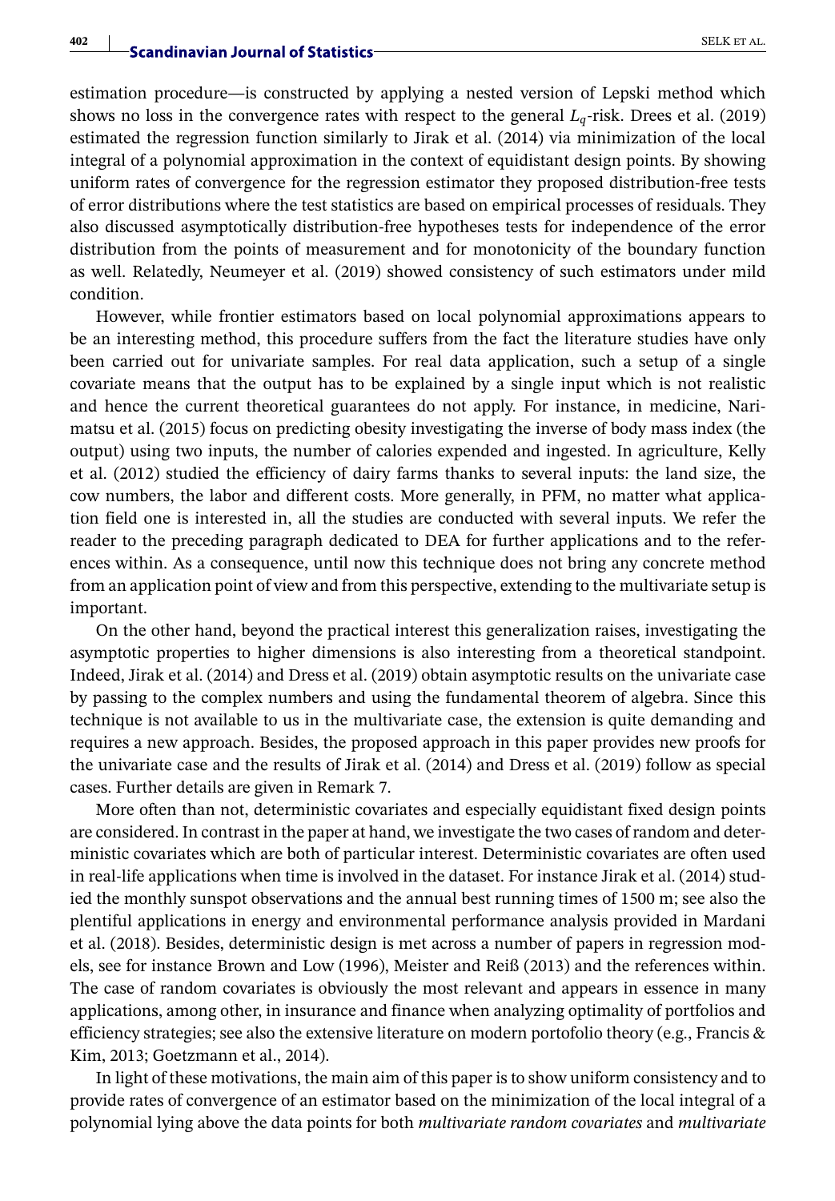estimation procedure—is constructed by applying a nested version of Lepski method which shows no loss in the convergence rates with respect to the general $L_q$-risk. Drees et al. (2019) estimated the regression function similarly to Jirak et al. (2014) via minimization of the local integral of a polynomial approximation in the context of equidistant design points. By showing uniform rates of convergence for the regression estimator they proposed distribution-free tests of error distributions where the test statistics are based on empirical processes of residuals. They also discussed asymptotically distribution-free hypotheses tests for independence of the error distribution from the points of measurement and for monotonicity of the boundary function as well. Relatedly, Neumeyer et al. (2019) showed consistency of such estimators under mild condition.

However, while frontier estimators based on local polynomial approximations appears to be an interesting method, this procedure suffers from the fact the literature studies have only been carried out for univariate samples. For real data application, such a setup of a single covariate means that the output has to be explained by a single input which is not realistic and hence the current theoretical guarantees do not apply. For instance, in medicine, Narimatsu et al. (2015) focus on predicting obesity investigating the inverse of body mass index (the output) using two inputs, the number of calories expended and ingested. In agriculture, Kelly et al. (2012) studied the efficiency of dairy farms thanks to several inputs: the land size, the cow numbers, the labor and different costs. More generally, in PFM, no matter what application field one is interested in, all the studies are conducted with several inputs. We refer the reader to the preceding paragraph dedicated to DEA for further applications and to the references within. As a consequence, until now this technique does not bring any concrete method from an application point of view and from this perspective, extending to the multivariate setup is important.

On the other hand, beyond the practical interest this generalization raises, investigating the asymptotic properties to higher dimensions is also interesting from a theoretical standpoint. Indeed, Jirak et al. (2014) and Dress et al. (2019) obtain asymptotic results on the univariate case by passing to the complex numbers and using the fundamental theorem of algebra. Since this technique is not available to us in the multivariate case, the extension is quite demanding and requires a new approach. Besides, the proposed approach in this paper provides new proofs for the univariate case and the results of Jirak et al. (2014) and Dress et al. (2019) follow as special cases. Further details are given in Remark 7.

More often than not, deterministic covariates and especially equidistant fixed design points are considered. In contrast in the paper at hand, we investigate the two cases of random and deterministic covariates which are both of particular interest. Deterministic covariates are often used in real-life applications when time is involved in the dataset. For instance Jirak et al. (2014) studied the monthly sunspot observations and the annual best running times of 1500 m; see also the plentiful applications in energy and environmental performance analysis provided in Mardani et al. (2018). Besides, deterministic design is met across a number of papers in regression models, see for instance Brown and Low (1996), Meister and Reiß (2013) and the references within. The case of random covariates is obviously the most relevant and appears in essence in many applications, among other, in insurance and finance when analyzing optimality of portfolios and efficiency strategies; see also the extensive literature on modern portofolio theory (e.g., Francis & Kim, 2013; Goetzmann et al., 2014).

In light of these motivations, the main aim of this paper is to show uniform consistency and to provide rates of convergence of an estimator based on the minimization of the local integral of a polynomial lying above the data points for both *multivariate random covariates* and *multivariate*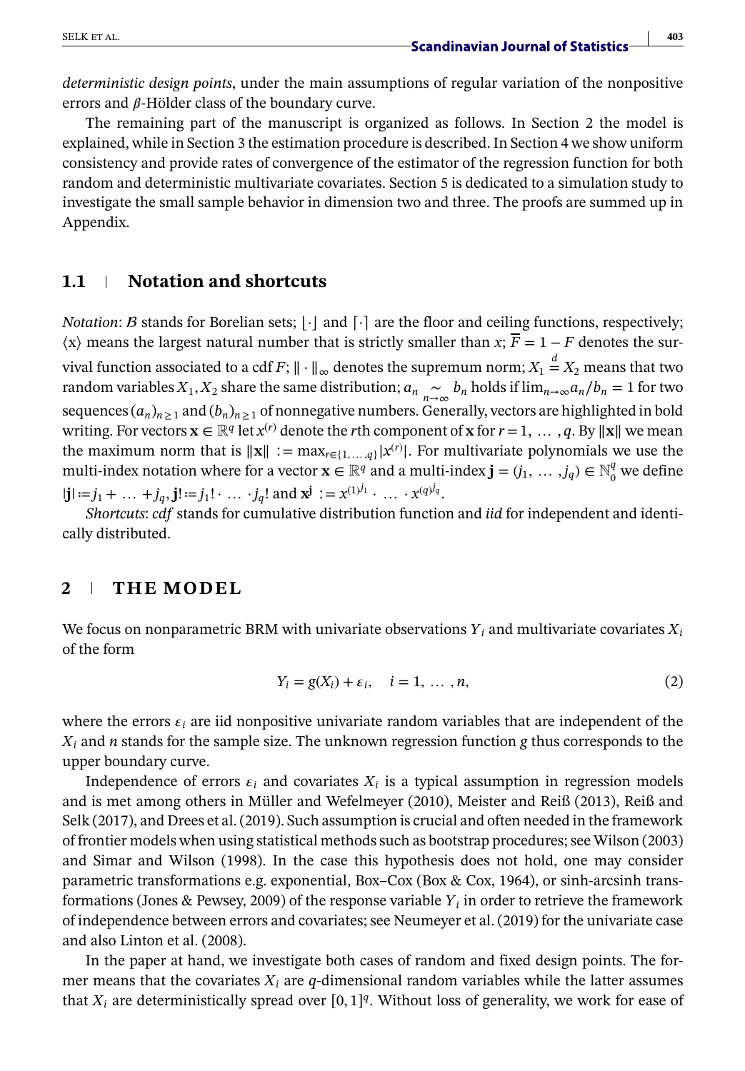*deterministic design points*, under the main assumptions of regular variation of the nonpositive errors and $\beta$-Hölder class of the boundary curve.

The remaining part of the manuscript is organized as follows. In Section 2 the model is explained, while in Section 3 the estimation procedure is described. In Section 4 we show uniform consistency and provide rates of convergence of the estimator of the regression function for both random and deterministic multivariate covariates. Section 5 is dedicated to a simulation study to investigate the small sample behavior in dimension two and three. The proofs are summed up in Appendix.

## 1.1 Notation and shortcuts

*Notation*: $\mathcal{B}$ stands for Borelian sets; $\lfloor\cdot\rfloor$ and $\lceil\cdot\rceil$ are the floor and ceiling functions, respectively; $\langle x\rangle$ means the largest natural number that is strictly smaller than $x$; $\overline{F} = 1 - F$ denotes the survival function associated to a cdf $F$; $\|\cdot\|_\infty$ denotes the supremum norm; $X_1 \overset{d}{=} X_2$ means that two random variables $X_1, X_2$ share the same distribution; $a_n \underset{n\to\infty}{\sim} b_n$ holds if $\lim_{n\to\infty} a_n/b_n = 1$ for two sequences $(a_n)_{n\geq 1}$ and $(b_n)_{n\geq 1}$ of nonnegative numbers. Generally, vectors are highlighted in bold writing. For vectors $\mathbf{x} \in \mathbb{R}^q$ let $x^{(r)}$ denote the $r$th component of $\mathbf{x}$ for $r = 1, \ldots, q$. By $\|\mathbf{x}\|$ we mean the maximum norm that is $\|\mathbf{x}\| := \max_{r\in\{1,\ldots,q\}} |x^{(r)}|$. For multivariate polynomials we use the multi-index notation where for a vector $\mathbf{x} \in \mathbb{R}^q$ and a multi-index $\mathbf{j} = (j_1, \ldots, j_q) \in \mathbb{N}_0^q$ we define $|\mathbf{j}| := j_1 + \ldots + j_q$, $\mathbf{j}! := j_1! \cdot \ldots \cdot j_q!$ and $\mathbf{x}^{\mathbf{j}} := x^{(1)^{j_1}} \cdot \ldots \cdot x^{(q)^{j_q}}$.

*Shortcuts*: *cdf* stands for cumulative distribution function and *iid* for independent and identically distributed.

# 2 THE MODEL

We focus on nonparametric BRM with univariate observations $Y_i$ and multivariate covariates $X_i$ of the form

$$Y_i = g(X_i) + \varepsilon_i, \quad i = 1, \ldots, n, \tag{2}$$

where the errors $\varepsilon_i$ are iid nonpositive univariate random variables that are independent of the $X_i$ and $n$ stands for the sample size. The unknown regression function $g$ thus corresponds to the upper boundary curve.

Independence of errors $\varepsilon_i$ and covariates $X_i$ is a typical assumption in regression models and is met among others in Müller and Wefelmeyer (2010), Meister and Reiß (2013), Reiß and Selk (2017), and Drees et al. (2019). Such assumption is crucial and often needed in the framework of frontier models when using statistical methods such as bootstrap procedures; see Wilson (2003) and Simar and Wilson (1998). In the case this hypothesis does not hold, one may consider parametric transformations e.g. exponential, Box–Cox (Box & Cox, 1964), or sinh-arcsinh transformations (Jones & Pewsey, 2009) of the response variable $Y_i$ in order to retrieve the framework of independence between errors and covariates; see Neumeyer et al. (2019) for the univariate case and also Linton et al. (2008).

In the paper at hand, we investigate both cases of random and fixed design points. The former means that the covariates $X_i$ are $q$-dimensional random variables while the latter assumes that $X_i$ are deterministically spread over $[0, 1]^q$. Without loss of generality, we work for ease of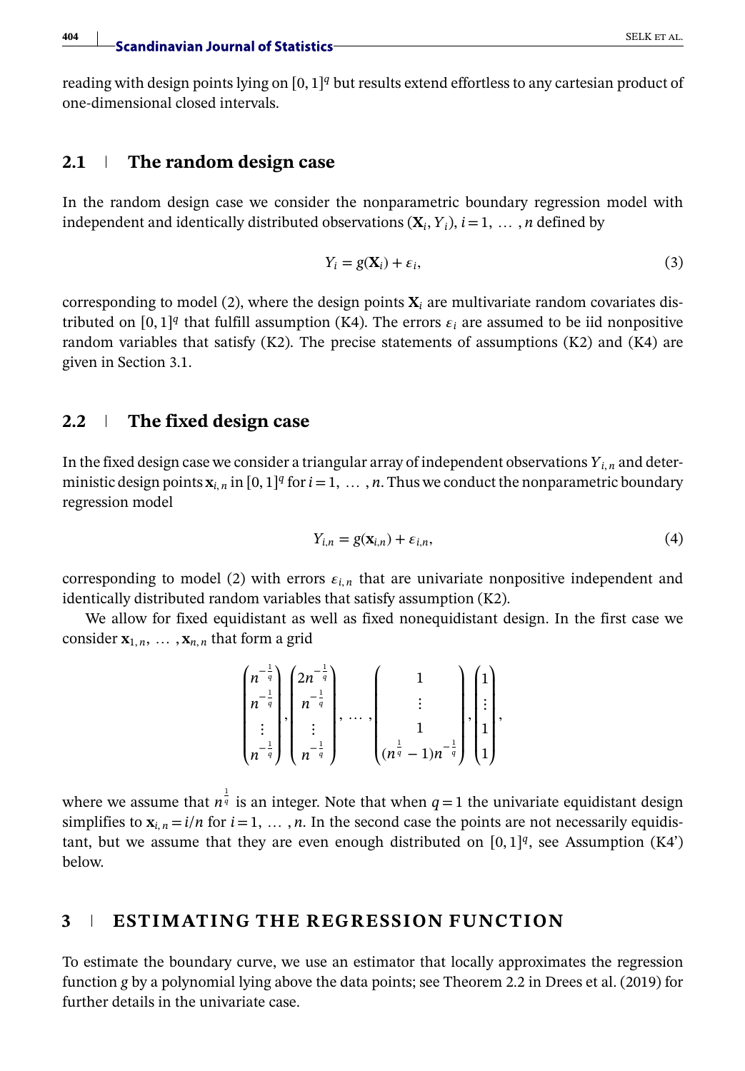reading with design points lying on $[0,1]^q$ but results extend effortless to any cartesian product of one-dimensional closed intervals.

### 2.1 The random design case

In the random design case we consider the nonparametric boundary regression model with independent and identically distributed observations $(\mathbf{X}_i, Y_i)$, $i = 1, \ldots, n$ defined by

$$Y_i = g(\mathbf{X}_i) + \varepsilon_i, \tag{3}$$

corresponding to model (2), where the design points $\mathbf{X}_i$ are multivariate random covariates distributed on $[0,1]^q$ that fulfill assumption (K4). The errors $\varepsilon_i$ are assumed to be iid nonpositive random variables that satisfy (K2). The precise statements of assumptions (K2) and (K4) are given in Section 3.1.

### 2.2 The fixed design case

In the fixed design case we consider a triangular array of independent observations $Y_{i,n}$ and deterministic design points $\mathbf{x}_{i,n}$ in $[0,1]^q$ for $i = 1, \ldots, n$. Thus we conduct the nonparametric boundary regression model

$$Y_{i,n} = g(\mathbf{x}_{i,n}) + \varepsilon_{i,n}, \tag{4}$$

corresponding to model (2) with errors $\varepsilon_{i,n}$ that are univariate nonpositive independent and identically distributed random variables that satisfy assumption (K2).

We allow for fixed equidistant as well as fixed nonequidistant design. In the first case we consider $\mathbf{x}_{1,n}, \ldots, \mathbf{x}_{n,n}$ that form a grid

$$\begin{pmatrix} n^{-\frac{1}{q}} \\ n^{-\frac{1}{q}} \\ \vdots \\ n^{-\frac{1}{q}} \end{pmatrix}, \begin{pmatrix} 2n^{-\frac{1}{q}} \\ n^{-\frac{1}{q}} \\ \vdots \\ n^{-\frac{1}{q}} \end{pmatrix}, \ldots, \begin{pmatrix} 1 \\ \vdots \\ 1 \\ (n^{\frac{1}{q}} - 1)n^{-\frac{1}{q}} \end{pmatrix}, \begin{pmatrix} 1 \\ \vdots \\ 1 \\ 1 \end{pmatrix},$$

where we assume that $n^{\frac{1}{q}}$ is an integer. Note that when $q = 1$ the univariate equidistant design simplifies to $\mathbf{x}_{i,n} = i/n$ for $i = 1, \ldots, n$. In the second case the points are not necessarily equidistant, but we assume that they are even enough distributed on $[0,1]^q$, see Assumption (K4') below.

## 3 ESTIMATING THE REGRESSION FUNCTION

To estimate the boundary curve, we use an estimator that locally approximates the regression function $g$ by a polynomial lying above the data points; see Theorem 2.2 in Drees et al. (2019) for further details in the univariate case.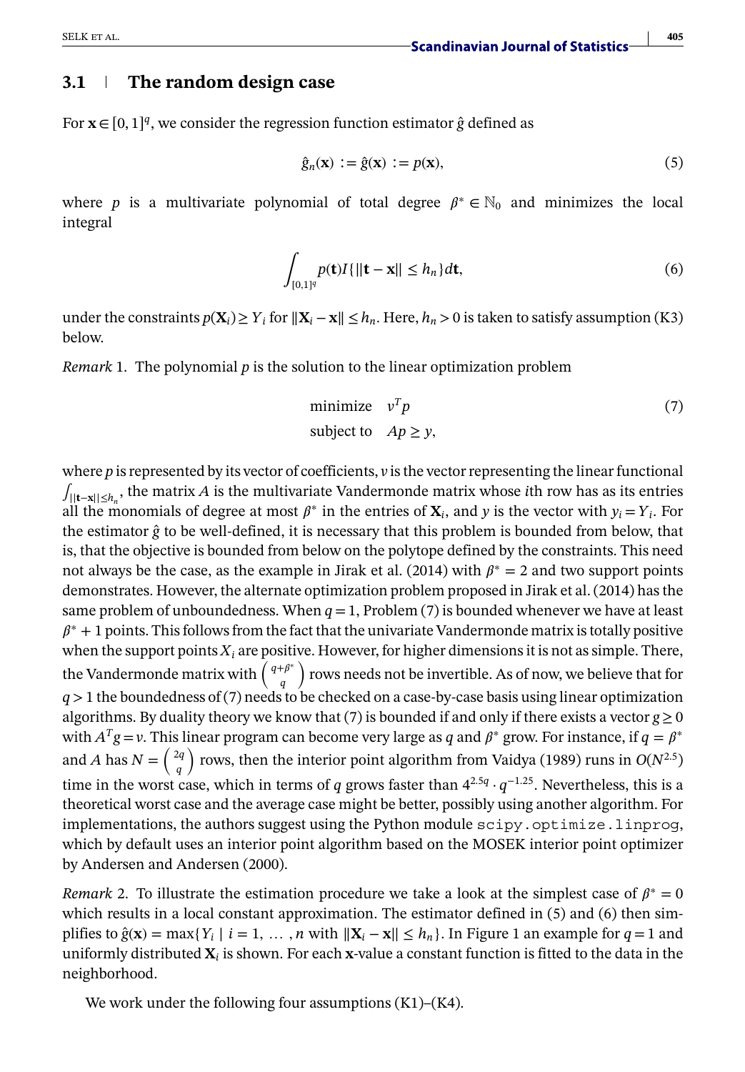## 3.1 The random design case

For $\mathbf{x} \in [0,1]^q$, we consider the regression function estimator $\hat{g}$ defined as

$$\hat{g}_n(\mathbf{x}) := \hat{g}(\mathbf{x}) := p(\mathbf{x}), \tag{5}$$

where $p$ is a multivariate polynomial of total degree $\beta^* \in \mathbb{N}_0$ and minimizes the local integral

$$\int_{[0,1]^q} p(\mathbf{t}) I\{\|\mathbf{t} - \mathbf{x}\| \leq h_n\} d\mathbf{t}, \tag{6}$$

under the constraints $p(\mathbf{X}_i) \geq Y_i$ for $\|\mathbf{X}_i - \mathbf{x}\| \leq h_n$. Here, $h_n > 0$ is taken to satisfy assumption (K3) below.

*Remark* 1. The polynomial $p$ is the solution to the linear optimization problem

$$\begin{aligned} \text{minimize} \quad & v^T p \\ \text{subject to} \quad & Ap \geq y, \end{aligned} \tag{7}$$

where $p$ is represented by its vector of coefficients, $v$ is the vector representing the linear functional $\int_{\|\mathbf{t}-\mathbf{x}\| \leq h_n}$, the matrix $A$ is the multivariate Vandermonde matrix whose $i$th row has as its entries all the monomials of degree at most $\beta^*$ in the entries of $\mathbf{X}_i$, and $y$ is the vector with $y_i = Y_i$. For the estimator $\hat{g}$ to be well-defined, it is necessary that this problem is bounded from below, that is, that the objective is bounded from below on the polytope defined by the constraints. This need not always be the case, as the example in Jirak et al. (2014) with $\beta^* = 2$ and two support points demonstrates. However, the alternate optimization problem proposed in Jirak et al. (2014) has the same problem of unboundedness. When $q = 1$, Problem (7) is bounded whenever we have at least $\beta^* + 1$ points. This follows from the fact that the univariate Vandermonde matrix is totally positive when the support points $X_i$ are positive. However, for higher dimensions it is not as simple. There, the Vandermonde matrix with $\binom{q+\beta^*}{q}$ rows needs not be invertible. As of now, we believe that for $q > 1$ the boundedness of (7) needs to be checked on a case-by-case basis using linear optimization algorithms. By duality theory we know that (7) is bounded if and only if there exists a vector $g \geq 0$ with $A^T g = v$. This linear program can become very large as $q$ and $\beta^*$ grow. For instance, if $q = \beta^*$ and $A$ has $N = \binom{2q}{q}$ rows, then the interior point algorithm from Vaidya (1989) runs in $O(N^{2.5})$ time in the worst case, which in terms of $q$ grows faster than $4^{2.5q} \cdot q^{-1.25}$. Nevertheless, this is a theoretical worst case and the average case might be better, possibly using another algorithm. For implementations, the authors suggest using the Python module `scipy.optimize.linprog`, which by default uses an interior point algorithm based on the MOSEK interior point optimizer by Andersen and Andersen (2000).

*Remark* 2. To illustrate the estimation procedure we take a look at the simplest case of $\beta^* = 0$ which results in a local constant approximation. The estimator defined in (5) and (6) then simplifies to $\hat{g}(\mathbf{x}) = \max\{Y_i \mid i = 1, \ldots, n \text{ with } \|\mathbf{X}_i - \mathbf{x}\| \leq h_n\}$. In Figure 1 an example for $q = 1$ and uniformly distributed $\mathbf{X}_i$ is shown. For each $\mathbf{x}$-value a constant function is fitted to the data in the neighborhood.

We work under the following four assumptions (K1)–(K4).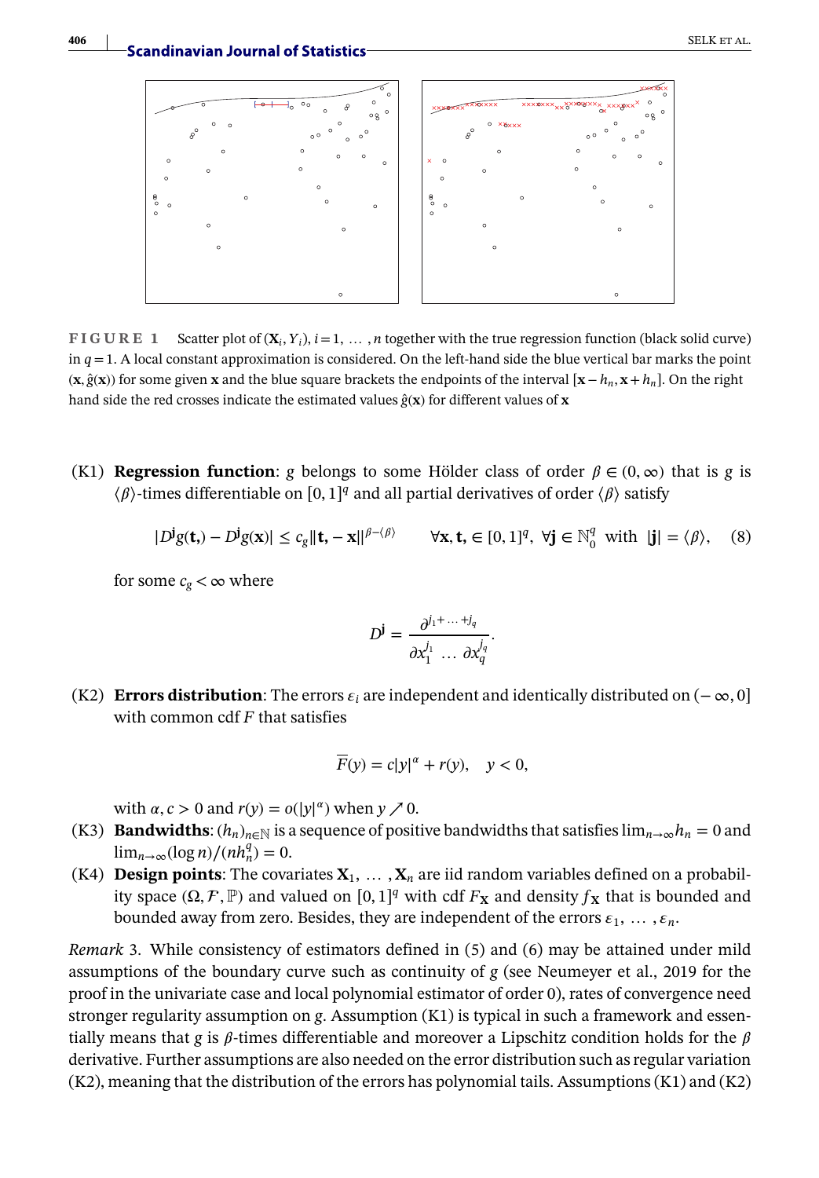**FIGURE 1** Scatter plot of $(\mathbf{X}_i, Y_i)$, $i = 1, \ldots, n$ together with the true regression function (black solid curve) in $q = 1$. A local constant approximation is considered. On the left-hand side the blue vertical bar marks the point $(\mathbf{x}, \hat{g}(\mathbf{x}))$ for some given $\mathbf{x}$ and the blue square brackets the endpoints of the interval $[\mathbf{x} - h_n, \mathbf{x} + h_n]$. On the right hand side the red crosses indicate the estimated values $\hat{g}(\mathbf{x})$ for different values of $\mathbf{x}$

(K1) **Regression function**: $g$ belongs to some Hölder class of order $\beta \in (0, \infty)$ that is $g$ is $\langle \beta \rangle$-times differentiable on $[0, 1]^q$ and all partial derivatives of order $\langle \beta \rangle$ satisfy

$$|D^{\mathbf{j}} g(\mathbf{t},) - D^{\mathbf{j}} g(\mathbf{x})| \leq c_g \|\mathbf{t}, - \mathbf{x}\|^{\beta - \langle \beta \rangle} \qquad \forall \mathbf{x}, \mathbf{t}, \in [0, 1]^q, \ \forall \mathbf{j} \in \mathbb{N}_0^q \ \text{with} \ \lfloor \mathbf{j} \rfloor = \langle \beta \rangle, \quad (8)$$

for some $c_g < \infty$ where

$$D^{\mathbf{j}} = \frac{\partial^{j_1 + \ldots + j_q}}{\partial x_1^{j_1} \ldots \partial x_q^{j_q}}.$$

(K2) **Errors distribution**: The errors $\varepsilon_i$ are independent and identically distributed on $(-\infty, 0]$ with common cdf $F$ that satisfies

$$\overline{F}(y) = c|y|^{\alpha} + r(y), \quad y < 0,$$

with $\alpha, c > 0$ and $r(y) = o(|y|^{\alpha})$ when $y \nearrow 0$.

(K3) **Bandwidths**: $(h_n)_{n \in \mathbb{N}}$ is a sequence of positive bandwidths that satisfies $\lim_{n \to \infty} h_n = 0$ and $\lim_{n \to \infty} (\log n)/(n h_n^q) = 0$.

(K4) **Design points**: The covariates $\mathbf{X}_1, \ldots, \mathbf{X}_n$ are iid random variables defined on a probability space $(\Omega, \mathcal{F}, \mathbb{P})$ and valued on $[0, 1]^q$ with cdf $F_{\mathbf{X}}$ and density $f_{\mathbf{X}}$ that is bounded and bounded away from zero. Besides, they are independent of the errors $\varepsilon_1, \ldots, \varepsilon_n$.

*Remark* 3. While consistency of estimators defined in (5) and (6) may be attained under mild assumptions of the boundary curve such as continuity of $g$ (see Neumeyer et al., 2019 for the proof in the univariate case and local polynomial estimator of order 0), rates of convergence need stronger regularity assumption on $g$. Assumption (K1) is typical in such a framework and essentially means that $g$ is $\beta$-times differentiable and moreover a Lipschitz condition holds for the $\beta$ derivative. Further assumptions are also needed on the error distribution such as regular variation (K2), meaning that the distribution of the errors has polynomial tails. Assumptions (K1) and (K2)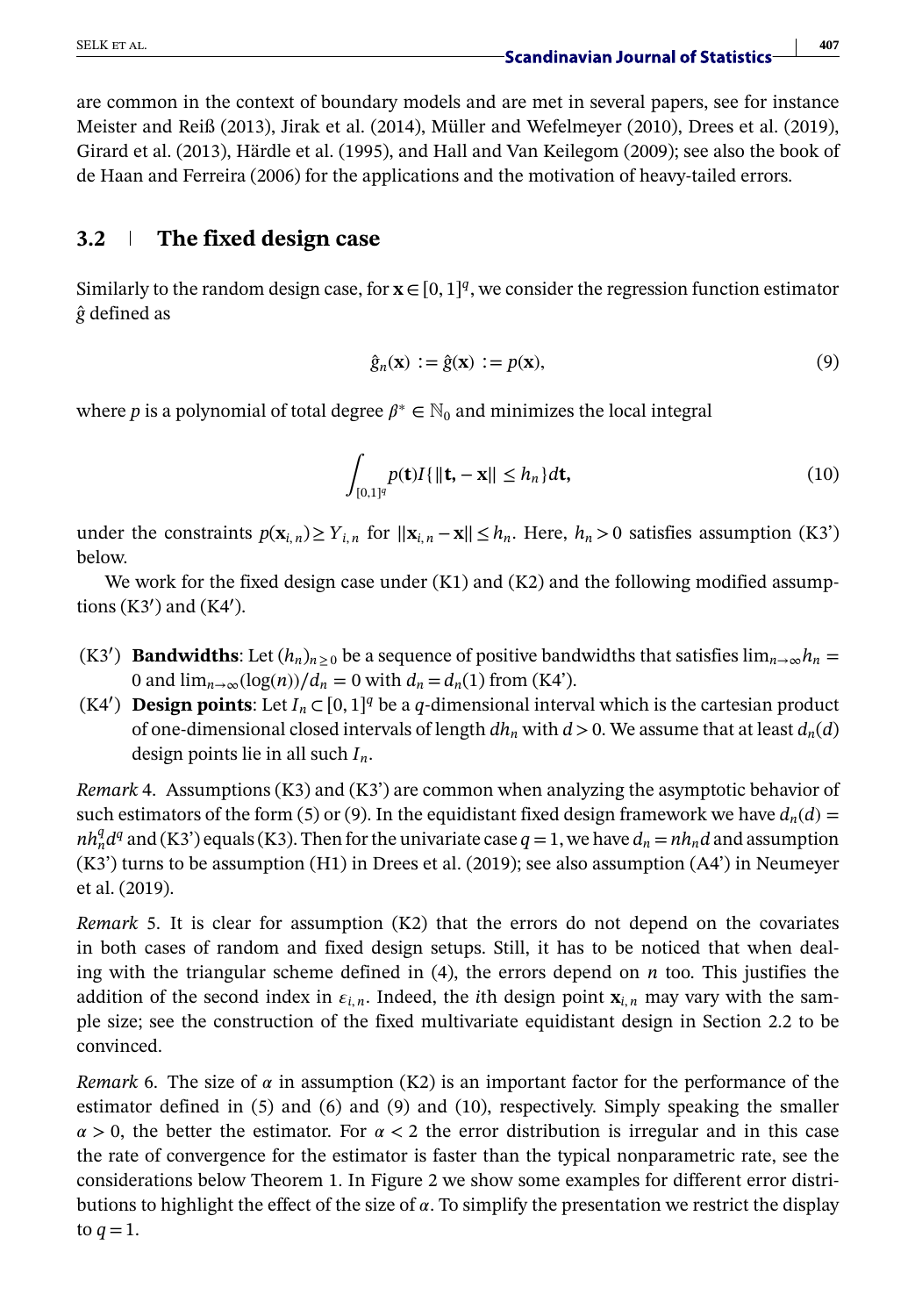are common in the context of boundary models and are met in several papers, see for instance Meister and Reiß (2013), Jirak et al. (2014), Müller and Wefelmeyer (2010), Drees et al. (2019), Girard et al. (2013), Härdle et al. (1995), and Hall and Van Keilegom (2009); see also the book of de Haan and Ferreira (2006) for the applications and the motivation of heavy-tailed errors.

## 3.2 The fixed design case

Similarly to the random design case, for $\mathbf{x} \in [0, 1]^q$, we consider the regression function estimator $\hat{g}$ defined as

$$\hat{g}_n(\mathbf{x}) := \hat{g}(\mathbf{x}) := p(\mathbf{x}), \tag{9}$$

where $p$ is a polynomial of total degree $\beta^* \in \mathbb{N}_0$ and minimizes the local integral

$$\int_{[0,1]^q} p(\mathbf{t}) I\{\|\mathbf{t}, - \mathbf{x}\| \leq h_n\} d\mathbf{t}, \tag{10}$$

under the constraints $p(\mathbf{x}_{i,n}) \geq Y_{i,n}$ for $\|\mathbf{x}_{i,n} - \mathbf{x}\| \leq h_n$. Here, $h_n > 0$ satisfies assumption (K3') below.

We work for the fixed design case under (K1) and (K2) and the following modified assumptions (K3′) and (K4′).

- (K3′) **Bandwidths**: Let $(h_n)_{n \geq 0}$ be a sequence of positive bandwidths that satisfies $\lim_{n\to\infty} h_n = 0$ and $\lim_{n\to\infty} (\log(n))/d_n = 0$ with $d_n = d_n(1)$ from (K4').
- (K4′) **Design points**: Let $I_n \subset [0, 1]^q$ be a $q$-dimensional interval which is the cartesian product of one-dimensional closed intervals of length $dh_n$ with $d > 0$. We assume that at least $d_n(d)$ design points lie in all such $I_n$.

*Remark* 4. Assumptions (K3) and (K3') are common when analyzing the asymptotic behavior of such estimators of the form (5) or (9). In the equidistant fixed design framework we have $d_n(d) = nh_n^q d^q$ and (K3') equals (K3). Then for the univariate case $q = 1$, we have $d_n = nh_n d$ and assumption (K3') turns to be assumption (H1) in Drees et al. (2019); see also assumption (A4') in Neumeyer et al. (2019).

*Remark* 5. It is clear for assumption (K2) that the errors do not depend on the covariates in both cases of random and fixed design setups. Still, it has to be noticed that when dealing with the triangular scheme defined in (4), the errors depend on $n$ too. This justifies the addition of the second index in $\varepsilon_{i,n}$. Indeed, the $i$th design point $\mathbf{x}_{i,n}$ may vary with the sample size; see the construction of the fixed multivariate equidistant design in Section 2.2 to be convinced.

*Remark* 6. The size of $\alpha$ in assumption (K2) is an important factor for the performance of the estimator defined in (5) and (6) and (9) and (10), respectively. Simply speaking the smaller $\alpha > 0$, the better the estimator. For $\alpha < 2$ the error distribution is irregular and in this case the rate of convergence for the estimator is faster than the typical nonparametric rate, see the considerations below Theorem 1. In Figure 2 we show some examples for different error distributions to highlight the effect of the size of $\alpha$. To simplify the presentation we restrict the display to $q = 1$.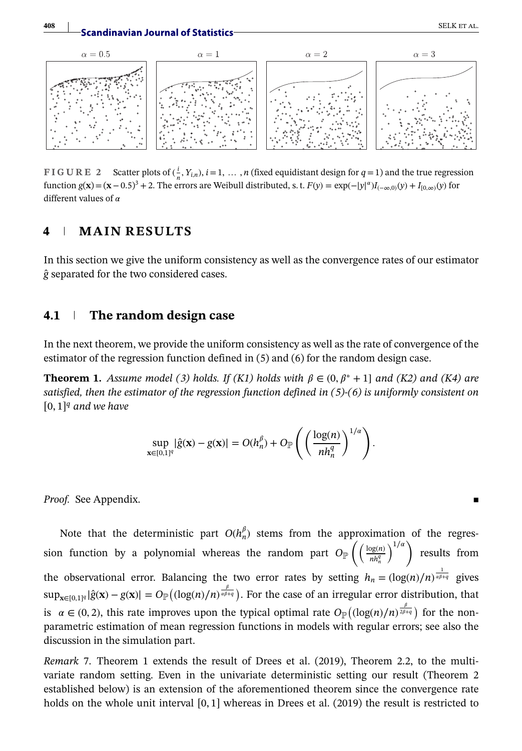FIGURE 2 Scatter plots of $(\frac{i}{n}, Y_{i,n})$, $i = 1, \dots, n$ (fixed equidistant design for $q = 1$) and the true regression function $g(\mathbf{x}) = (\mathbf{x} - 0.5)^3 + 2$. The errors are Weibull distributed, s. t. $F(y) = \exp(-|y|^{\alpha}) I_{(-\infty,0)}(y) + I_{[0,\infty)}(y)$ for different values of $\alpha$

## 4 | MAIN RESULTS

In this section we give the uniform consistency as well as the convergence rates of our estimator $\hat{g}$ separated for the two considered cases.

### 4.1 | The random design case

In the next theorem, we provide the uniform consistency as well as the rate of convergence of the estimator of the regression function defined in (5) and (6) for the random design case.

**Theorem 1.** *Assume model (3) holds. If (K1) holds with $\beta \in (0, \beta^* + 1]$ and (K2) and (K4) are satisfied, then the estimator of the regression function defined in (5)-(6) is uniformly consistent on $[0,1]^q$ and we have*

$$\sup_{\mathbf{x} \in [0,1]^q} |\hat{g}(\mathbf{x}) - g(\mathbf{x})| = O(h_n^{\beta}) + O_{\mathbb{P}}\left( \left( \frac{\log(n)}{n h_n^q} \right)^{1/\alpha} \right).$$

*Proof.* See Appendix. ∎

Note that the deterministic part $O(h_n^{\beta})$ stems from the approximation of the regression function by a polynomial whereas the random part $O_{\mathbb{P}}\left( \left( \frac{\log(n)}{n h_n^q} \right)^{1/\alpha} \right)$ results from the observational error. Balancing the two error rates by setting $h_n = (\log(n)/n)^{\frac{1}{\alpha\beta+q}}$ gives $\sup_{\mathbf{x} \in [0,1]^q} |\hat{g}(\mathbf{x}) - g(\mathbf{x})| = O_{\mathbb{P}}\big( (\log(n)/n)^{\frac{\beta}{\alpha\beta+q}} \big)$. For the case of an irregular error distribution, that is $\alpha \in (0,2)$, this rate improves upon the typical optimal rate $O_{\mathbb{P}}\big( (\log(n)/n)^{\frac{\beta}{2\beta+q}} \big)$ for the nonparametric estimation of mean regression functions in models with regular errors; see also the discussion in the simulation part.

*Remark* 7. Theorem 1 extends the result of Drees et al. (2019), Theorem 2.2, to the multivariate random setting. Even in the univariate deterministic setting our result (Theorem 2 established below) is an extension of the aforementioned theorem since the convergence rate holds on the whole unit interval $[0, 1]$ whereas in Drees et al. (2019) the result is restricted to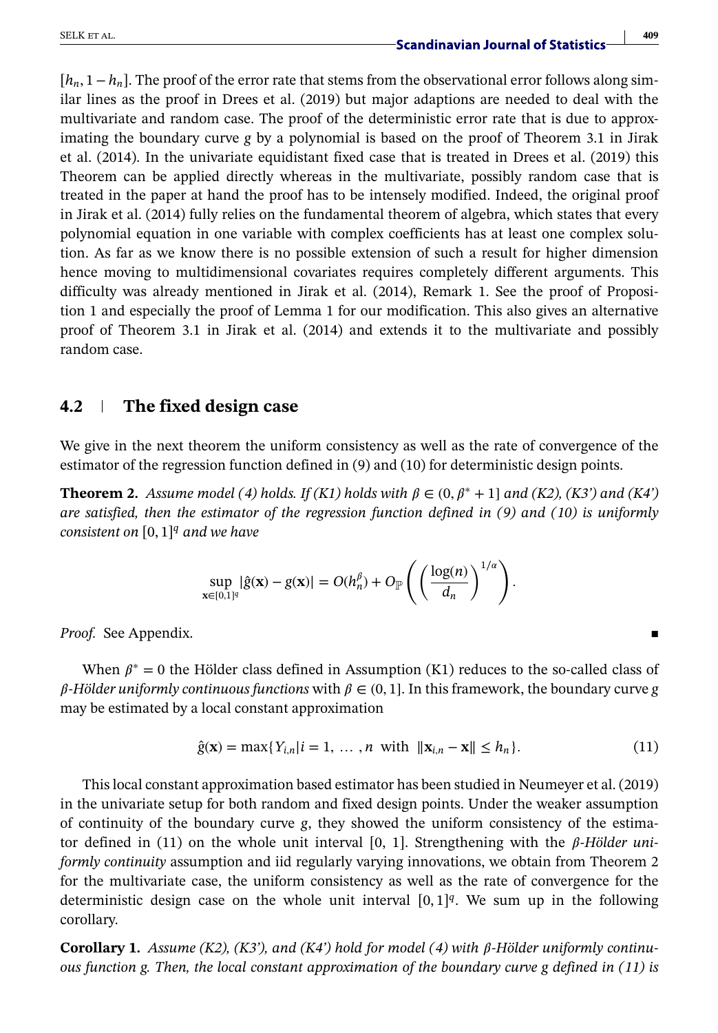$[h_n, 1-h_n]$. The proof of the error rate that stems from the observational error follows along similar lines as the proof in Drees et al. (2019) but major adaptions are needed to deal with the multivariate and random case. The proof of the deterministic error rate that is due to approximating the boundary curve $g$ by a polynomial is based on the proof of Theorem 3.1 in Jirak et al. (2014). In the univariate equidistant fixed case that is treated in Drees et al. (2019) this Theorem can be applied directly whereas in the multivariate, possibly random case that is treated in the paper at hand the proof has to be intensely modified. Indeed, the original proof in Jirak et al. (2014) fully relies on the fundamental theorem of algebra, which states that every polynomial equation in one variable with complex coefficients has at least one complex solution. As far as we know there is no possible extension of such a result for higher dimension hence moving to multidimensional covariates requires completely different arguments. This difficulty was already mentioned in Jirak et al. (2014), Remark 1. See the proof of Proposition 1 and especially the proof of Lemma 1 for our modification. This also gives an alternative proof of Theorem 3.1 in Jirak et al. (2014) and extends it to the multivariate and possibly random case.

## 4.2 The fixed design case

We give in the next theorem the uniform consistency as well as the rate of convergence of the estimator of the regression function defined in (9) and (10) for deterministic design points.

**Theorem 2.** *Assume model (4) holds. If (K1) holds with $\beta \in (0, \beta^* + 1]$ and (K2), (K3') and (K4') are satisfied, then the estimator of the regression function defined in (9) and (10) is uniformly consistent on $[0,1]^q$ and we have*

$$\sup_{\mathbf{x} \in [0,1]^q} |\hat{g}(\mathbf{x}) - g(\mathbf{x})| = O(h_n^\beta) + O_{\mathbb{P}}\left( \left( \frac{\log(n)}{d_n} \right)^{1/\alpha} \right).$$

*Proof.* See Appendix. ∎

When $\beta^* = 0$ the Hölder class defined in Assumption (K1) reduces to the so-called class of *$\beta$-Hölder uniformly continuous functions* with $\beta \in (0, 1]$. In this framework, the boundary curve $g$ may be estimated by a local constant approximation

$$\hat{g}(\mathbf{x}) = \max\{Y_{i,n} | i = 1, \ldots, n \text{ with } \|\mathbf{x}_{i,n} - \mathbf{x}\| \le h_n\}. \tag{11}$$

This local constant approximation based estimator has been studied in Neumeyer et al. (2019) in the univariate setup for both random and fixed design points. Under the weaker assumption of continuity of the boundary curve $g$, they showed the uniform consistency of the estimator defined in (11) on the whole unit interval [0, 1]. Strengthening with the *$\beta$-Hölder uniformly continuity* assumption and iid regularly varying innovations, we obtain from Theorem 2 for the multivariate case, the uniform consistency as well as the rate of convergence for the deterministic design case on the whole unit interval $[0,1]^q$. We sum up in the following corollary.

**Corollary 1.** *Assume (K2), (K3'), and (K4') hold for model (4) with $\beta$-Hölder uniformly continuous function $g$. Then, the local constant approximation of the boundary curve $g$ defined in (11) is*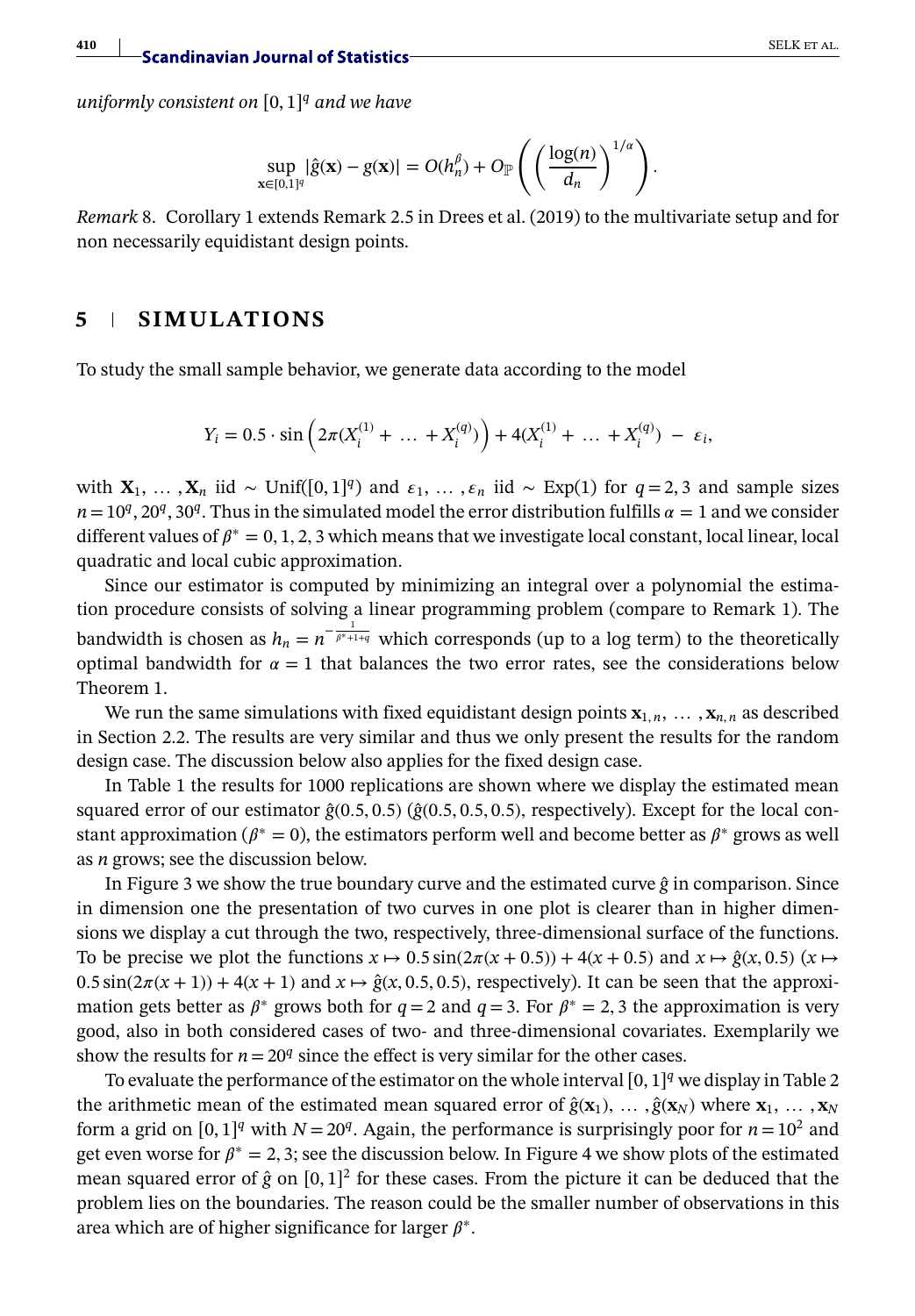*uniformly consistent on* $[0,1]^q$ *and we have*

$$\sup_{\mathbf{x}\in[0,1]^q} |\hat{g}(\mathbf{x}) - g(\mathbf{x})| = O(h_n^{\beta}) + O_{\mathbb{P}}\left(\left(\frac{\log(n)}{d_n}\right)^{1/\alpha}\right).$$

*Remark* 8. Corollary 1 extends Remark 2.5 in Drees et al. (2019) to the multivariate setup and for non necessarily equidistant design points.

## 5 | SIMULATIONS

To study the small sample behavior, we generate data according to the model

$$Y_i = 0.5 \cdot \sin\left(2\pi(X_i^{(1)} + \ldots + X_i^{(q)})\right) + 4(X_i^{(1)} + \ldots + X_i^{(q)}) - \varepsilon_i,$$

with $\mathbf{X}_1, \ldots, \mathbf{X}_n$ iid $\sim$ Unif$([0,1]^q)$ and $\varepsilon_1, \ldots, \varepsilon_n$ iid $\sim$ Exp(1) for $q = 2, 3$ and sample sizes $n = 10^q, 20^q, 30^q$. Thus in the simulated model the error distribution fulfills $\alpha = 1$ and we consider different values of $\beta^* = 0, 1, 2, 3$ which means that we investigate local constant, local linear, local quadratic and local cubic approximation.

Since our estimator is computed by minimizing an integral over a polynomial the estimation procedure consists of solving a linear programming problem (compare to Remark 1). The bandwidth is chosen as $h_n = n^{-\frac{1}{\beta^*+1+q}}$ which corresponds (up to a log term) to the theoretically optimal bandwidth for $\alpha = 1$ that balances the two error rates, see the considerations below Theorem 1.

We run the same simulations with fixed equidistant design points $\mathbf{x}_{1,n}, \ldots, \mathbf{x}_{n,n}$ as described in Section 2.2. The results are very similar and thus we only present the results for the random design case. The discussion below also applies for the fixed design case.

In Table 1 the results for 1000 replications are shown where we display the estimated mean squared error of our estimator $\hat{g}(0.5, 0.5)$ ($\hat{g}(0.5, 0.5, 0.5)$, respectively). Except for the local constant approximation ($\beta^* = 0$), the estimators perform well and become better as $\beta^*$ grows as well as $n$ grows; see the discussion below.

In Figure 3 we show the true boundary curve and the estimated curve $\hat{g}$ in comparison. Since in dimension one the presentation of two curves in one plot is clearer than in higher dimensions we display a cut through the two, respectively, three-dimensional surface of the functions. To be precise we plot the functions $x \mapsto 0.5\sin(2\pi(x+0.5)) + 4(x+0.5)$ and $x \mapsto \hat{g}(x, 0.5)$ ($x \mapsto 0.5\sin(2\pi(x+1)) + 4(x+1)$ and $x \mapsto \hat{g}(x, 0.5, 0.5)$, respectively). It can be seen that the approximation gets better as $\beta^*$ grows both for $q = 2$ and $q = 3$. For $\beta^* = 2, 3$ the approximation is very good, also in both considered cases of two- and three-dimensional covariates. Exemplarily we show the results for $n = 20^q$ since the effect is very similar for the other cases.

To evaluate the performance of the estimator on the whole interval $[0,1]^q$ we display in Table 2 the arithmetic mean of the estimated mean squared error of $\hat{g}(\mathbf{x}_1), \ldots, \hat{g}(\mathbf{x}_N)$ where $\mathbf{x}_1, \ldots, \mathbf{x}_N$ form a grid on $[0,1]^q$ with $N = 20^q$. Again, the performance is surprisingly poor for $n = 10^2$ and get even worse for $\beta^* = 2, 3$; see the discussion below. In Figure 4 we show plots of the estimated mean squared error of $\hat{g}$ on $[0,1]^2$ for these cases. From the picture it can be deduced that the problem lies on the boundaries. The reason could be the smaller number of observations in this area which are of higher significance for larger $\beta^*$.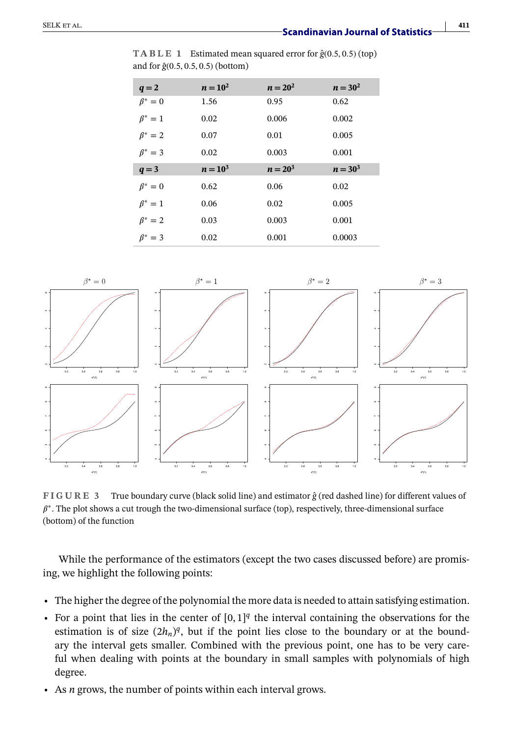**TABLE 1** Estimated mean squared error for $\hat{g}(0.5, 0.5)$ (top) and for $\hat{g}(0.5, 0.5, 0.5)$ (bottom)

| $q = 2$ | $n = 10^2$ | $n = 20^2$ | $n = 30^2$ |
|---|---|---|---|
| $\beta^* = 0$ | 1.56 | 0.95 | 0.62 |
| $\beta^* = 1$ | 0.02 | 0.006 | 0.002 |
| $\beta^* = 2$ | 0.07 | 0.01 | 0.005 |
| $\beta^* = 3$ | 0.02 | 0.003 | 0.001 |
| $q = 3$ | $n = 10^3$ | $n = 20^3$ | $n = 30^3$ |
| $\beta^* = 0$ | 0.62 | 0.06 | 0.02 |
| $\beta^* = 1$ | 0.06 | 0.02 | 0.005 |
| $\beta^* = 2$ | 0.03 | 0.003 | 0.001 |
| $\beta^* = 3$ | 0.02 | 0.001 | 0.0003 |

**FIGURE 3** True boundary curve (black solid line) and estimator $\hat{g}$ (red dashed line) for different values of $\beta^*$. The plot shows a cut trough the two-dimensional surface (top), respectively, three-dimensional surface (bottom) of the function

While the performance of the estimators (except the two cases discussed before) are promising, we highlight the following points:

- The higher the degree of the polynomial the more data is needed to attain satisfying estimation.
- For a point that lies in the center of $[0, 1]^q$ the interval containing the observations for the estimation is of size $(2h_n)^q$, but if the point lies close to the boundary or at the boundary the interval gets smaller. Combined with the previous point, one has to be very careful when dealing with points at the boundary in small samples with polynomials of high degree.
- As $n$ grows, the number of points within each interval grows.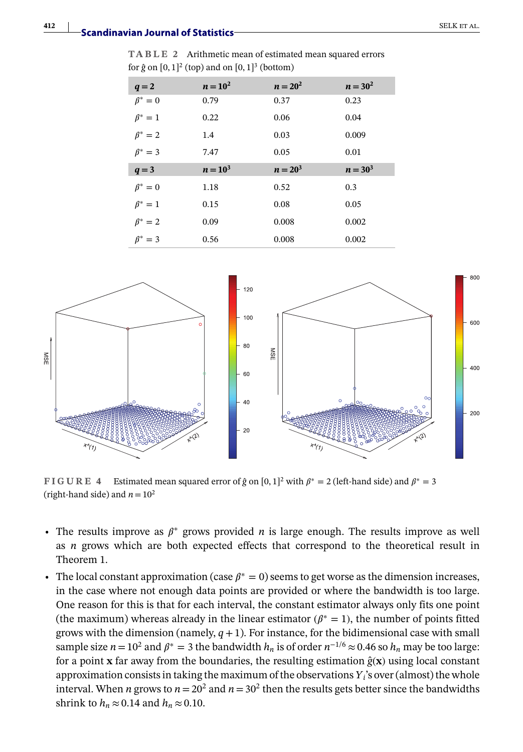**TABLE 2** Arithmetic mean of estimated mean squared errors for $\hat{g}$ on $[0,1]^2$ (top) and on $[0,1]^3$ (bottom)

| $q = 2$ | $n = 10^2$ | $n = 20^2$ | $n = 30^2$ |
|---|---|---|---|
| $\beta^* = 0$ | 0.79 | 0.37 | 0.23 |
| $\beta^* = 1$ | 0.22 | 0.06 | 0.04 |
| $\beta^* = 2$ | 1.4 | 0.03 | 0.009 |
| $\beta^* = 3$ | 7.47 | 0.05 | 0.01 |
| $q = 3$ | $n = 10^3$ | $n = 20^3$ | $n = 30^3$ |
| $\beta^* = 0$ | 1.18 | 0.52 | 0.3 |
| $\beta^* = 1$ | 0.15 | 0.08 | 0.05 |
| $\beta^* = 2$ | 0.09 | 0.008 | 0.002 |
| $\beta^* = 3$ | 0.56 | 0.008 | 0.002 |

**FIGURE 4** Estimated mean squared error of $\hat{g}$ on $[0,1]^2$ with $\beta^* = 2$ (left-hand side) and $\beta^* = 3$ (right-hand side) and $n = 10^2$

- The results improve as $\beta^*$ grows provided $n$ is large enough. The results improve as well as $n$ grows which are both expected effects that correspond to the theoretical result in Theorem 1.
- The local constant approximation (case $\beta^* = 0$) seems to get worse as the dimension increases, in the case where not enough data points are provided or where the bandwidth is too large. One reason for this is that for each interval, the constant estimator always only fits one point (the maximum) whereas already in the linear estimator ($\beta^* = 1$), the number of points fitted grows with the dimension (namely, $q+1$). For instance, for the bidimensional case with small sample size $n = 10^2$ and $\beta^* = 3$ the bandwidth $h_n$ is of order $n^{-1/6} \approx 0.46$ so $h_n$ may be too large: for a point $\mathbf{x}$ far away from the boundaries, the resulting estimation $\hat{g}(\mathbf{x})$ using local constant approximation consists in taking the maximum of the observations $Y_i$'s over (almost) the whole interval. When $n$ grows to $n = 20^2$ and $n = 30^2$ then the results gets better since the bandwidths shrink to $h_n \approx 0.14$ and $h_n \approx 0.10$.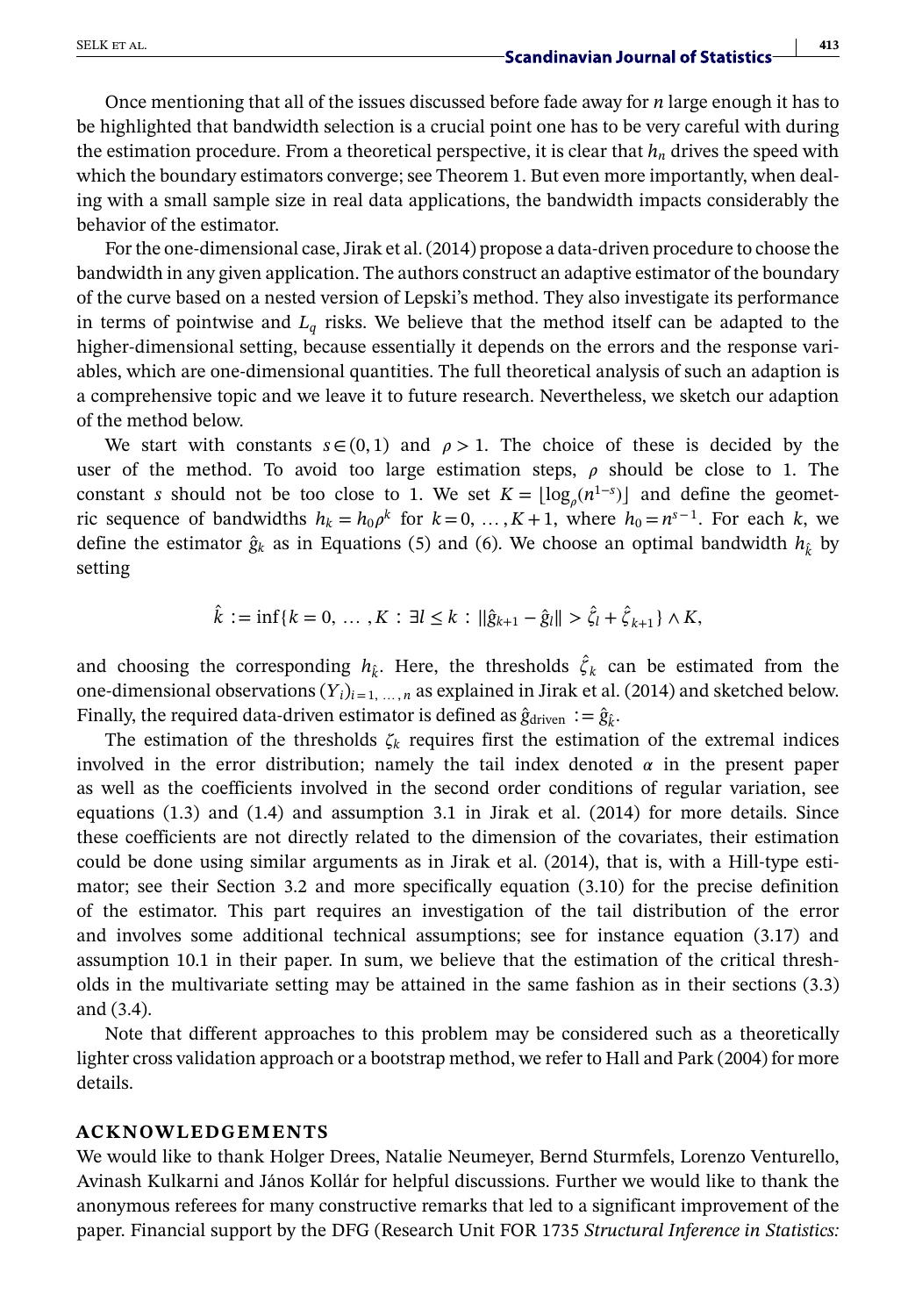Once mentioning that all of the issues discussed before fade away for $n$ large enough it has to be highlighted that bandwidth selection is a crucial point one has to be very careful with during the estimation procedure. From a theoretical perspective, it is clear that $h_n$ drives the speed with which the boundary estimators converge; see Theorem 1. But even more importantly, when dealing with a small sample size in real data applications, the bandwidth impacts considerably the behavior of the estimator.

For the one-dimensional case, Jirak et al. (2014) propose a data-driven procedure to choose the bandwidth in any given application. The authors construct an adaptive estimator of the boundary of the curve based on a nested version of Lepski's method. They also investigate its performance in terms of pointwise and $L_q$ risks. We believe that the method itself can be adapted to the higher-dimensional setting, because essentially it depends on the errors and the response variables, which are one-dimensional quantities. The full theoretical analysis of such an adaption is a comprehensive topic and we leave it to future research. Nevertheless, we sketch our adaption of the method below.

We start with constants $s \in (0, 1)$ and $\rho > 1$. The choice of these is decided by the user of the method. To avoid too large estimation steps, $\rho$ should be close to 1. The constant $s$ should not be too close to 1. We set $K = \lfloor \log_\rho (n^{1-s}) \rfloor$ and define the geometric sequence of bandwidths $h_k = h_0 \rho^k$ for $k = 0, \ldots, K + 1$, where $h_0 = n^{s-1}$. For each $k$, we define the estimator $\hat{g}_k$ as in Equations (5) and (6). We choose an optimal bandwidth $h_{\hat{k}}$ by setting

$$\hat{k} := \inf\{k = 0, \ldots, K : \exists l \leq k : \|\hat{g}_{k+1} - \hat{g}_l\| > \hat{\zeta}_l + \hat{\zeta}_{k+1}\} \wedge K,$$

and choosing the corresponding $h_{\hat{k}}$. Here, the thresholds $\hat{\zeta}_k$ can be estimated from the one-dimensional observations $(Y_i)_{i=1,\ldots,n}$ as explained in Jirak et al. (2014) and sketched below. Finally, the required data-driven estimator is defined as $\hat{g}_{\text{driven}} := \hat{g}_{\hat{k}}$.

The estimation of the thresholds $\zeta_k$ requires first the estimation of the extremal indices involved in the error distribution; namely the tail index denoted $\alpha$ in the present paper as well as the coefficients involved in the second order conditions of regular variation, see equations (1.3) and (1.4) and assumption 3.1 in Jirak et al. (2014) for more details. Since these coefficients are not directly related to the dimension of the covariates, their estimation could be done using similar arguments as in Jirak et al. (2014), that is, with a Hill-type estimator; see their Section 3.2 and more specifically equation (3.10) for the precise definition of the estimator. This part requires an investigation of the tail distribution of the error and involves some additional technical assumptions; see for instance equation (3.17) and assumption 10.1 in their paper. In sum, we believe that the estimation of the critical thresholds in the multivariate setting may be attained in the same fashion as in their sections (3.3) and (3.4).

Note that different approaches to this problem may be considered such as a theoretically lighter cross validation approach or a bootstrap method, we refer to Hall and Park (2004) for more details.

## ACKNOWLEDGEMENTS

We would like to thank Holger Drees, Natalie Neumeyer, Bernd Sturmfels, Lorenzo Venturello, Avinash Kulkarni and János Kollár for helpful discussions. Further we would like to thank the anonymous referees for many constructive remarks that led to a significant improvement of the paper. Financial support by the DFG (Research Unit FOR 1735 *Structural Inference in Statistics:*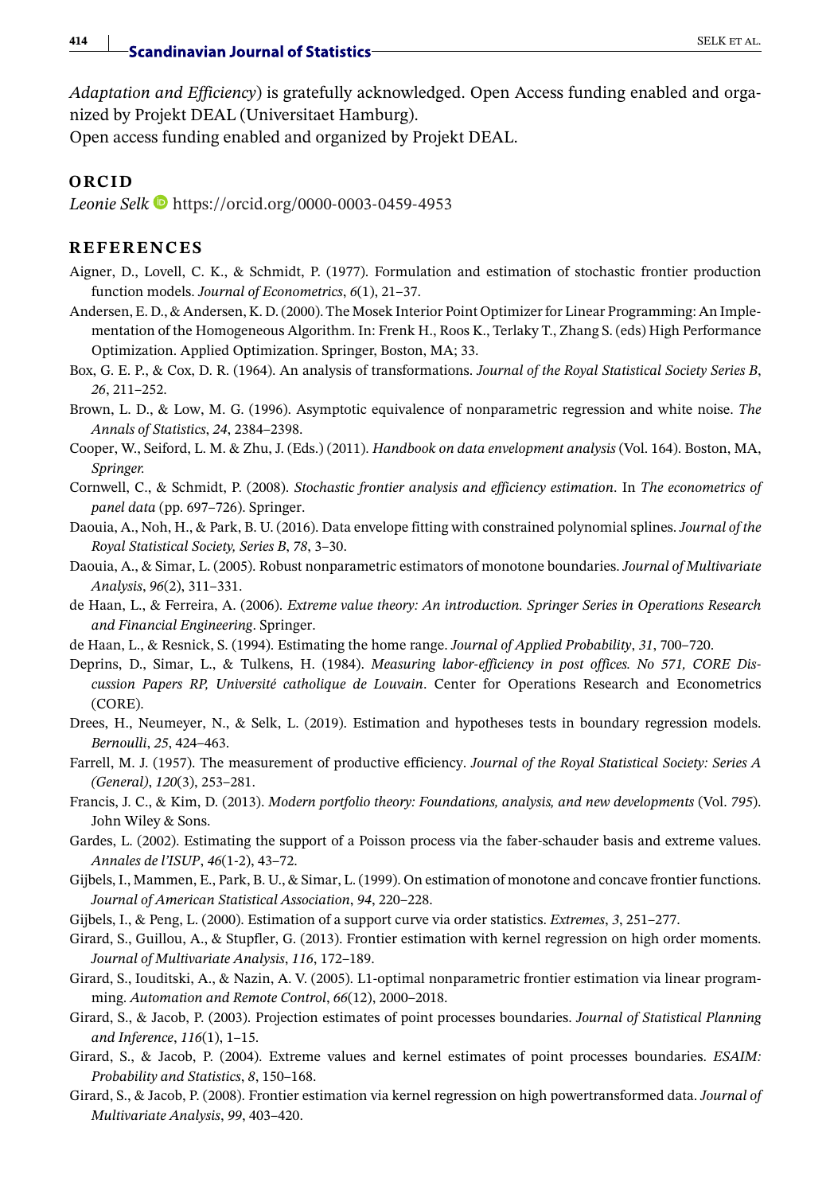*Adaptation and Efficiency*) is gratefully acknowledged. Open Access funding enabled and organized by Projekt DEAL (Universitaet Hamburg).
Open access funding enabled and organized by Projekt DEAL.

## ORCID

*Leonie Selk* https://orcid.org/0000-0003-0459-4953

## REFERENCES

Aigner, D., Lovell, C. K., & Schmidt, P. (1977). Formulation and estimation of stochastic frontier production function models. *Journal of Econometrics*, *6*(1), 21–37.

Andersen, E. D., & Andersen, K. D. (2000). The Mosek Interior Point Optimizer for Linear Programming: An Implementation of the Homogeneous Algorithm. In: Frenk H., Roos K., Terlaky T., Zhang S. (eds) High Performance Optimization. Applied Optimization. Springer, Boston, MA; 33.

Box, G. E. P., & Cox, D. R. (1964). An analysis of transformations. *Journal of the Royal Statistical Society Series B*, *26*, 211–252.

Brown, L. D., & Low, M. G. (1996). Asymptotic equivalence of nonparametric regression and white noise. *The Annals of Statistics*, *24*, 2384–2398.

Cooper, W., Seiford, L. M. & Zhu, J. (Eds.) (2011). *Handbook on data envelopment analysis* (Vol. 164). Boston, MA, *Springer.*

Cornwell, C., & Schmidt, P. (2008). *Stochastic frontier analysis and efficiency estimation*. In *The econometrics of panel data* (pp. 697–726). Springer.

Daouia, A., Noh, H., & Park, B. U. (2016). Data envelope fitting with constrained polynomial splines. *Journal of the Royal Statistical Society, Series B*, *78*, 3–30.

Daouia, A., & Simar, L. (2005). Robust nonparametric estimators of monotone boundaries. *Journal of Multivariate Analysis*, *96*(2), 311–331.

de Haan, L., & Ferreira, A. (2006). *Extreme value theory: An introduction. Springer Series in Operations Research and Financial Engineering*. Springer.

de Haan, L., & Resnick, S. (1994). Estimating the home range. *Journal of Applied Probability*, *31*, 700–720.

Deprins, D., Simar, L., & Tulkens, H. (1984). *Measuring labor-efficiency in post offices. No 571, CORE Discussion Papers RP, Université catholique de Louvain*. Center for Operations Research and Econometrics (CORE).

Drees, H., Neumeyer, N., & Selk, L. (2019). Estimation and hypotheses tests in boundary regression models. *Bernoulli*, *25*, 424–463.

Farrell, M. J. (1957). The measurement of productive efficiency. *Journal of the Royal Statistical Society: Series A (General)*, *120*(3), 253–281.

Francis, J. C., & Kim, D. (2013). *Modern portfolio theory: Foundations, analysis, and new developments* (Vol. *795*). John Wiley & Sons.

Gardes, L. (2002). Estimating the support of a Poisson process via the faber-schauder basis and extreme values. *Annales de l'ISUP*, *46*(1-2), 43–72.

Gijbels, I., Mammen, E., Park, B. U., & Simar, L. (1999). On estimation of monotone and concave frontier functions. *Journal of American Statistical Association*, *94*, 220–228.

Gijbels, I., & Peng, L. (2000). Estimation of a support curve via order statistics. *Extremes*, *3*, 251–277.

Girard, S., Guillou, A., & Stupfler, G. (2013). Frontier estimation with kernel regression on high order moments. *Journal of Multivariate Analysis*, *116*, 172–189.

Girard, S., Iouditski, A., & Nazin, A. V. (2005). L1-optimal nonparametric frontier estimation via linear programming. *Automation and Remote Control*, *66*(12), 2000–2018.

Girard, S., & Jacob, P. (2003). Projection estimates of point processes boundaries. *Journal of Statistical Planning and Inference*, *116*(1), 1–15.

Girard, S., & Jacob, P. (2004). Extreme values and kernel estimates of point processes boundaries. *ESAIM: Probability and Statistics*, *8*, 150–168.

Girard, S., & Jacob, P. (2008). Frontier estimation via kernel regression on high powertransformed data. *Journal of Multivariate Analysis*, *99*, 403–420.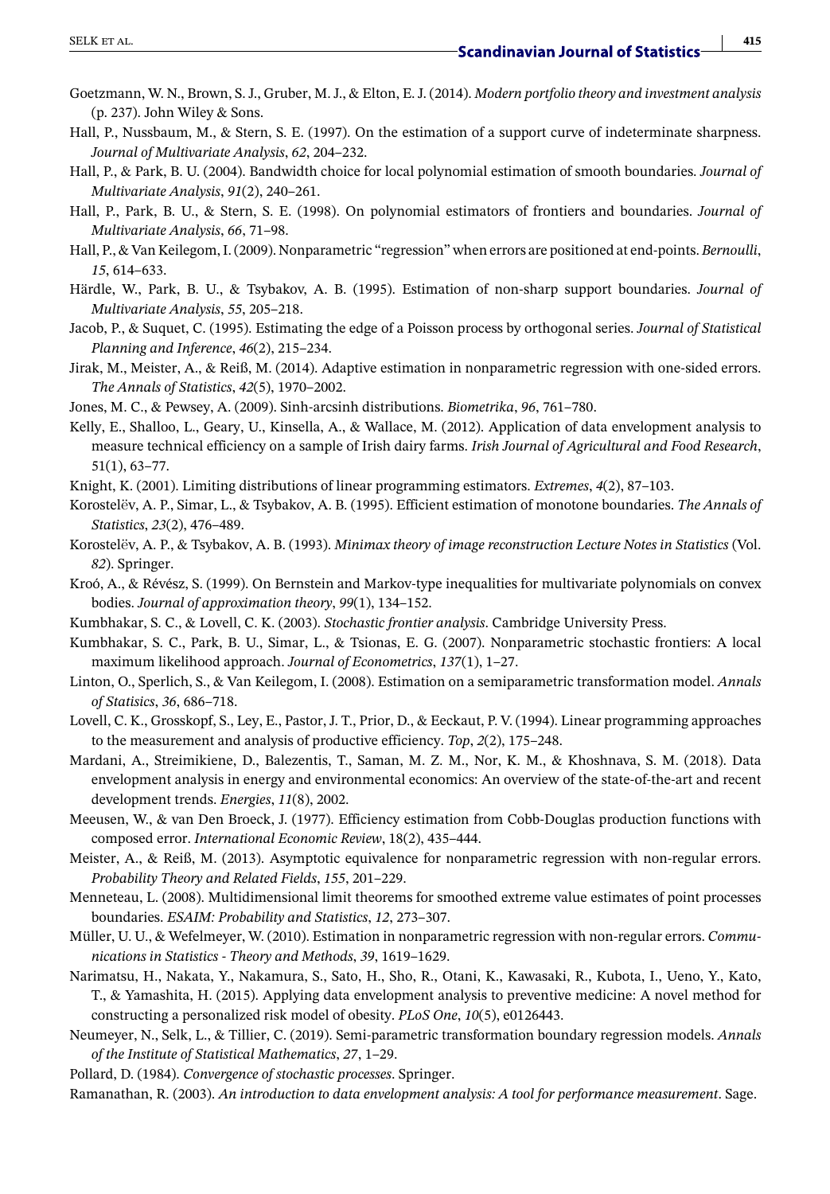Goetzmann, W. N., Brown, S. J., Gruber, M. J., & Elton, E. J. (2014). *Modern portfolio theory and investment analysis* (p. 237). John Wiley & Sons.

Hall, P., Nussbaum, M., & Stern, S. E. (1997). On the estimation of a support curve of indeterminate sharpness. *Journal of Multivariate Analysis*, *62*, 204–232.

Hall, P., & Park, B. U. (2004). Bandwidth choice for local polynomial estimation of smooth boundaries. *Journal of Multivariate Analysis*, *91*(2), 240–261.

Hall, P., Park, B. U., & Stern, S. E. (1998). On polynomial estimators of frontiers and boundaries. *Journal of Multivariate Analysis*, *66*, 71–98.

Hall, P., & Van Keilegom, I. (2009). Nonparametric "regression" when errors are positioned at end-points. *Bernoulli*, *15*, 614–633.

Härdle, W., Park, B. U., & Tsybakov, A. B. (1995). Estimation of non-sharp support boundaries. *Journal of Multivariate Analysis*, *55*, 205–218.

Jacob, P., & Suquet, C. (1995). Estimating the edge of a Poisson process by orthogonal series. *Journal of Statistical Planning and Inference*, *46*(2), 215–234.

Jirak, M., Meister, A., & Reiß, M. (2014). Adaptive estimation in nonparametric regression with one-sided errors. *The Annals of Statistics*, *42*(5), 1970–2002.

Jones, M. C., & Pewsey, A. (2009). Sinh-arcsinh distributions. *Biometrika*, *96*, 761–780.

Kelly, E., Shalloo, L., Geary, U., Kinsella, A., & Wallace, M. (2012). Application of data envelopment analysis to measure technical efficiency on a sample of Irish dairy farms. *Irish Journal of Agricultural and Food Research*, 51(1), 63–77.

Knight, K. (2001). Limiting distributions of linear programming estimators. *Extremes*, *4*(2), 87–103.

Korostelëv, A. P., Simar, L., & Tsybakov, A. B. (1995). Efficient estimation of monotone boundaries. *The Annals of Statistics*, *23*(2), 476–489.

Korostelëv, A. P., & Tsybakov, A. B. (1993). *Minimax theory of image reconstruction Lecture Notes in Statistics* (Vol. *82*). Springer.

Kroó, A., & Révész, S. (1999). On Bernstein and Markov-type inequalities for multivariate polynomials on convex bodies. *Journal of approximation theory*, *99*(1), 134–152.

Kumbhakar, S. C., & Lovell, C. K. (2003). *Stochastic frontier analysis*. Cambridge University Press.

Kumbhakar, S. C., Park, B. U., Simar, L., & Tsionas, E. G. (2007). Nonparametric stochastic frontiers: A local maximum likelihood approach. *Journal of Econometrics*, *137*(1), 1–27.

Linton, O., Sperlich, S., & Van Keilegom, I. (2008). Estimation on a semiparametric transformation model. *Annals of Statisics*, *36*, 686–718.

Lovell, C. K., Grosskopf, S., Ley, E., Pastor, J. T., Prior, D., & Eeckaut, P. V. (1994). Linear programming approaches to the measurement and analysis of productive efficiency. *Top*, *2*(2), 175–248.

Mardani, A., Streimikiene, D., Balezentis, T., Saman, M. Z. M., Nor, K. M., & Khoshnava, S. M. (2018). Data envelopment analysis in energy and environmental economics: An overview of the state-of-the-art and recent development trends. *Energies*, *11*(8), 2002.

Meeusen, W., & van Den Broeck, J. (1977). Efficiency estimation from Cobb-Douglas production functions with composed error. *International Economic Review*, 18(2), 435–444.

Meister, A., & Reiß, M. (2013). Asymptotic equivalence for nonparametric regression with non-regular errors. *Probability Theory and Related Fields*, *155*, 201–229.

Menneteau, L. (2008). Multidimensional limit theorems for smoothed extreme value estimates of point processes boundaries. *ESAIM: Probability and Statistics*, *12*, 273–307.

Müller, U. U., & Wefelmeyer, W. (2010). Estimation in nonparametric regression with non-regular errors. *Communications in Statistics - Theory and Methods*, *39*, 1619–1629.

Narimatsu, H., Nakata, Y., Nakamura, S., Sato, H., Sho, R., Otani, K., Kawasaki, R., Kubota, I., Ueno, Y., Kato, T., & Yamashita, H. (2015). Applying data envelopment analysis to preventive medicine: A novel method for constructing a personalized risk model of obesity. *PLoS One*, *10*(5), e0126443.

Neumeyer, N., Selk, L., & Tillier, C. (2019). Semi-parametric transformation boundary regression models. *Annals of the Institute of Statistical Mathematics*, *27*, 1–29.

Pollard, D. (1984). *Convergence of stochastic processes*. Springer.

Ramanathan, R. (2003). *An introduction to data envelopment analysis: A tool for performance measurement*. Sage.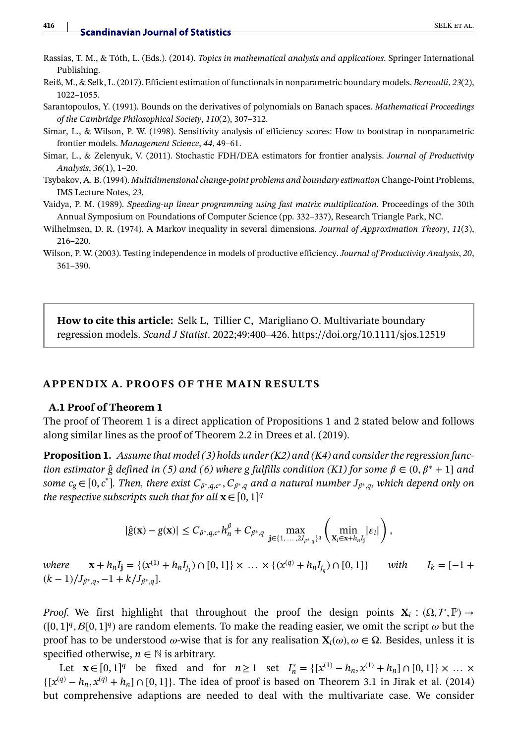Rassias, T. M., & Tóth, L. (Eds.). (2014). *Topics in mathematical analysis and applications*. Springer International Publishing.

Reiß, M., & Selk, L. (2017). Efficient estimation of functionals in nonparametric boundary models. *Bernoulli*, *23*(2), 1022–1055.

Sarantopoulos, Y. (1991). Bounds on the derivatives of polynomials on Banach spaces. *Mathematical Proceedings of the Cambridge Philosophical Society*, *110*(2), 307–312.

Simar, L., & Wilson, P. W. (1998). Sensitivity analysis of efficiency scores: How to bootstrap in nonparametric frontier models. *Management Science*, *44*, 49–61.

Simar, L., & Zelenyuk, V. (2011). Stochastic FDH/DEA estimators for frontier analysis. *Journal of Productivity Analysis*, *36*(1), 1–20.

Tsybakov, A. B. (1994). *Multidimensional change-point problems and boundary estimation* Change-Point Problems, IMS Lecture Notes, *23*,

Vaidya, P. M. (1989). *Speeding-up linear programming using fast matrix multiplication*. Proceedings of the 30th Annual Symposium on Foundations of Computer Science (pp. 332–337), Research Triangle Park, NC.

Wilhelmsen, D. R. (1974). A Markov inequality in several dimensions. *Journal of Approximation Theory*, *11*(3), 216–220.

Wilson, P. W. (2003). Testing independence in models of productive efficiency. *Journal of Productivity Analysis*, *20*, 361–390.

**How to cite this article:** Selk L, Tillier C, Marigliano O. Multivariate boundary regression models. *Scand J Statist*. 2022;49:400–426. https://doi.org/10.1111/sjos.12519

## APPENDIX A. PROOFS OF THE MAIN RESULTS

### A.1 Proof of Theorem 1

The proof of Theorem 1 is a direct application of Propositions 1 and 2 stated below and follows along similar lines as the proof of Theorem 2.2 in Drees et al. (2019).

**Proposition 1.** *Assume that model (3) holds under (K2) and (K4) and consider the regression function estimator $\hat{g}$ defined in (5) and (6) where g fulfills condition (K1) for some $\beta \in (0, \beta^* + 1]$ and some $c_g \in [0, c^*]$. Then, there exist $C_{\beta^*,q,c^*}, C_{\beta^*,q}$ and a natural number $J_{\beta^*,q}$, which depend only on the respective subscripts such that for all $\mathbf{x} \in [0, 1]^q$*

$$|\hat{g}(\mathbf{x}) - g(\mathbf{x})| \leq C_{\beta^*,q,c^*} h_n^{\beta} + C_{\beta^*,q} \max_{\mathbf{j} \in \{1, \dots, 2J_{\beta^*,q}\}^q} \left( \min_{\mathbf{X}_i \in \mathbf{x} + h_n I_{\mathbf{j}}} |\varepsilon_i| \right),$$

*where* $\mathbf{x} + h_n I_{\mathbf{j}} = \{(x^{(1)} + h_n I_{j_1}) \cap [0, 1]\} \times \dots \times \{(x^{(q)} + h_n I_{j_q}) \cap [0, 1]\}$ *with* $I_k = [-1 + (k-1)/J_{\beta^*,q}, -1 + k/J_{\beta^*,q}]$.

*Proof.* We first highlight that throughout the proof the design points $\mathbf{X}_i : (\Omega, \mathcal{F}, \mathbb{P}) \to ([0, 1]^q, \mathcal{B}[0, 1]^q)$ are random elements. To make the reading easier, we omit the script $\omega$ but the proof has to be understood $\omega$-wise that is for any realisation $\mathbf{X}_i(\omega), \omega \in \Omega$. Besides, unless it is specified otherwise, $n \in \mathbb{N}$ is arbitrary.

Let $\mathbf{x} \in [0, 1]^q$ be fixed and for $n \geq 1$ set $I_n^* = \{[x^{(1)} - h_n, x^{(1)} + h_n] \cap [0, 1]\} \times \dots \times \{[x^{(q)} - h_n, x^{(q)} + h_n] \cap [0, 1]\}$. The idea of proof is based on Theorem 3.1 in Jirak et al. (2014) but comprehensive adaptions are needed to deal with the multivariate case. We consider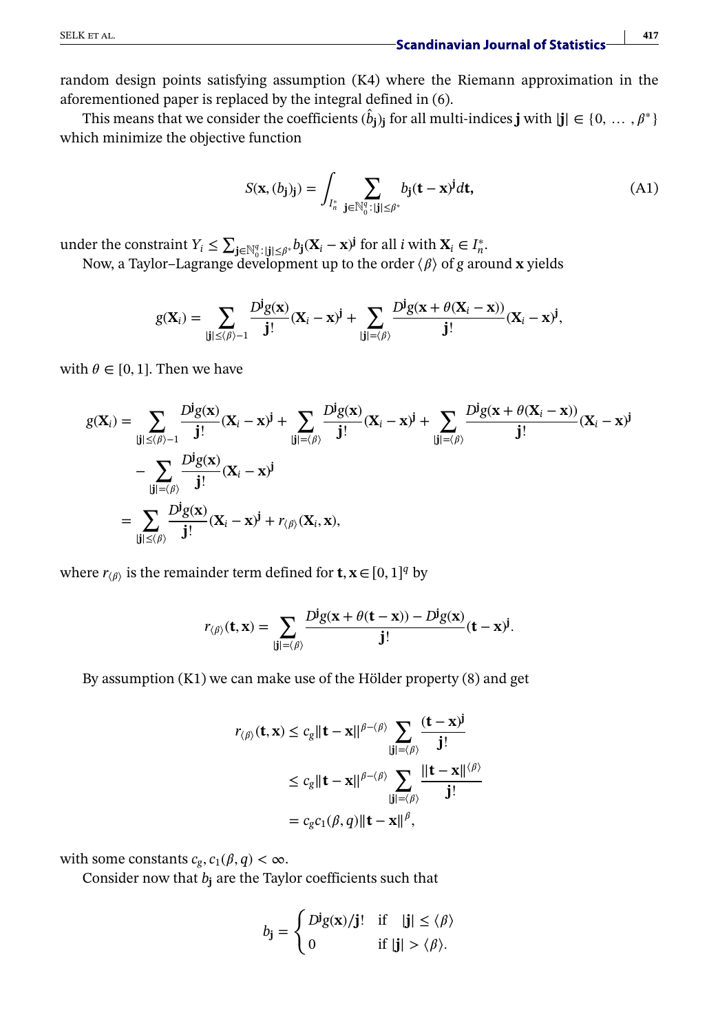random design points satisfying assumption (K4) where the Riemann approximation in the aforementioned paper is replaced by the integral defined in (6).

This means that we consider the coefficients $(\hat{b}_{\mathbf{j}})_{\mathbf{j}}$ for all multi-indices $\mathbf{j}$ with $|\mathbf{j}| \in \{0, \ldots, \beta^*\}$ which minimize the objective function

$$
S(\mathbf{x}, (b_{\mathbf{j}})_{\mathbf{j}}) = \int_{I_n^*} \sum_{\mathbf{j} \in \mathbb{N}_0^q : |\mathbf{j}| \leq \beta^*} b_{\mathbf{j}} (\mathbf{t} - \mathbf{x})^{\mathbf{j}} d\mathbf{t}, \tag{A1}
$$

under the constraint $Y_i \leq \sum_{\mathbf{j} \in \mathbb{N}_0^q : |\mathbf{j}| \leq \beta^*} b_{\mathbf{j}} (\mathbf{X}_i - \mathbf{x})^{\mathbf{j}}$ for all $i$ with $\mathbf{X}_i \in I_n^*$.

Now, a Taylor–Lagrange development up to the order $\langle \beta \rangle$ of $g$ around $\mathbf{x}$ yields

$$
g(\mathbf{X}_i) = \sum_{|\mathbf{j}| \leq \langle \beta \rangle - 1} \frac{D^{\mathbf{j}} g(\mathbf{x})}{\mathbf{j}!} (\mathbf{X}_i - \mathbf{x})^{\mathbf{j}} + \sum_{|\mathbf{j}| = \langle \beta \rangle} \frac{D^{\mathbf{j}} g(\mathbf{x} + \theta(\mathbf{X}_i - \mathbf{x}))}{\mathbf{j}!} (\mathbf{X}_i - \mathbf{x})^{\mathbf{j}},
$$

with $\theta \in [0, 1]$. Then we have

$$
\begin{aligned}
g(\mathbf{X}_i) = & \sum_{|\mathbf{j}| \leq \langle \beta \rangle - 1} \frac{D^{\mathbf{j}} g(\mathbf{x})}{\mathbf{j}!} (\mathbf{X}_i - \mathbf{x})^{\mathbf{j}} + \sum_{|\mathbf{j}| = \langle \beta \rangle} \frac{D^{\mathbf{j}} g(\mathbf{x})}{\mathbf{j}!} (\mathbf{X}_i - \mathbf{x})^{\mathbf{j}} + \sum_{|\mathbf{j}| = \langle \beta \rangle} \frac{D^{\mathbf{j}} g(\mathbf{x} + \theta(\mathbf{X}_i - \mathbf{x}))}{\mathbf{j}!} (\mathbf{X}_i - \mathbf{x})^{\mathbf{j}} \\
& - \sum_{|\mathbf{j}| = \langle \beta \rangle} \frac{D^{\mathbf{j}} g(\mathbf{x})}{\mathbf{j}!} (\mathbf{X}_i - \mathbf{x})^{\mathbf{j}} \\
= & \sum_{|\mathbf{j}| \leq \langle \beta \rangle} \frac{D^{\mathbf{j}} g(\mathbf{x})}{\mathbf{j}!} (\mathbf{X}_i - \mathbf{x})^{\mathbf{j}} + r_{\langle \beta \rangle}(\mathbf{X}_i, \mathbf{x}),
\end{aligned}
$$

where $r_{\langle \beta \rangle}$ is the remainder term defined for $\mathbf{t}, \mathbf{x} \in [0, 1]^q$ by

$$
r_{\langle \beta \rangle}(\mathbf{t}, \mathbf{x}) = \sum_{|\mathbf{j}| = \langle \beta \rangle} \frac{D^{\mathbf{j}} g(\mathbf{x} + \theta(\mathbf{t} - \mathbf{x})) - D^{\mathbf{j}} g(\mathbf{x})}{\mathbf{j}!} (\mathbf{t} - \mathbf{x})^{\mathbf{j}}.
$$

By assumption (K1) we can make use of the Hölder property (8) and get

$$
\begin{aligned}
r_{\langle \beta \rangle}(\mathbf{t}, \mathbf{x}) & \leq c_g \|\mathbf{t} - \mathbf{x}\|^{\beta - \langle \beta \rangle} \sum_{|\mathbf{j}| = \langle \beta \rangle} \frac{(\mathbf{t} - \mathbf{x})^{\mathbf{j}}}{\mathbf{j}!} \\
& \leq c_g \|\mathbf{t} - \mathbf{x}\|^{\beta - \langle \beta \rangle} \sum_{|\mathbf{j}| = \langle \beta \rangle} \frac{\|\mathbf{t} - \mathbf{x}\|^{\langle \beta \rangle}}{\mathbf{j}!} \\
& = c_g c_1(\beta, q) \|\mathbf{t} - \mathbf{x}\|^{\beta},
\end{aligned}
$$

with some constants $c_g, c_1(\beta, q) < \infty$.

Consider now that $b_{\mathbf{j}}$ are the Taylor coefficients such that

$$
b_{\mathbf{j}} = \begin{cases} D^{\mathbf{j}} g(\mathbf{x}) / \mathbf{j}! & \text{if} \quad |\mathbf{j}| \leq \langle \beta \rangle \\ 0 & \text{if } |\mathbf{j}| > \langle \beta \rangle. \end{cases}
$$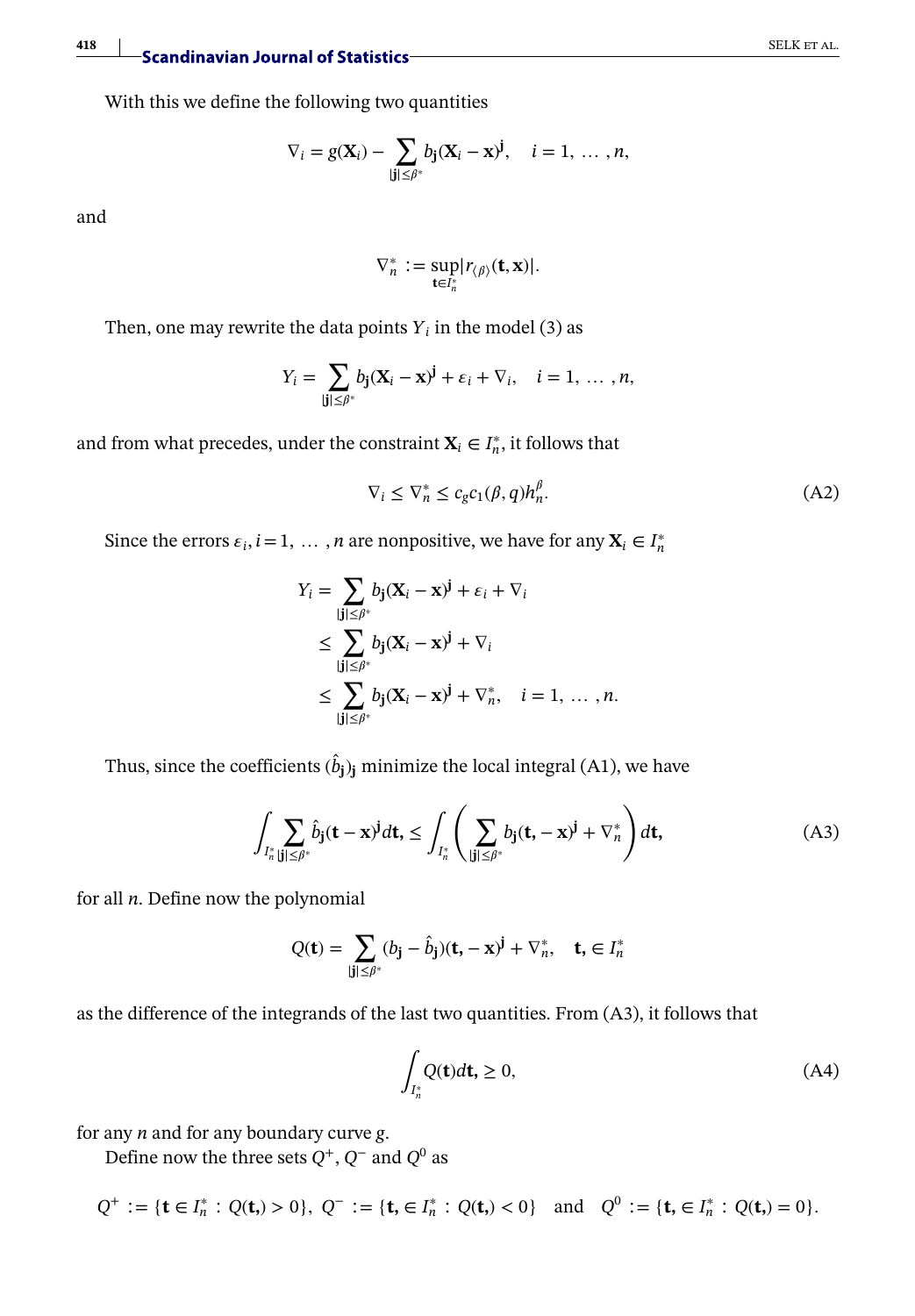With this we define the following two quantities

$$\nabla_i = g(\mathbf{X}_i) - \sum_{|\mathbf{j}| \leq \beta^*} b_{\mathbf{j}}(\mathbf{X}_i - \mathbf{x})^{\mathbf{j}}, \quad i = 1, \ldots, n,$$

and

$$\nabla_n^* := \sup_{\mathbf{t} \in I_n^*} |r_{\langle \beta \rangle}(\mathbf{t}, \mathbf{x})|.$$

Then, one may rewrite the data points $Y_i$ in the model (3) as

$$Y_i = \sum_{|\mathbf{j}| \leq \beta^*} b_{\mathbf{j}}(\mathbf{X}_i - \mathbf{x})^{\mathbf{j}} + \varepsilon_i + \nabla_i, \quad i = 1, \ldots, n,$$

and from what precedes, under the constraint $\mathbf{X}_i \in I_n^*$, it follows that

$$\nabla_i \leq \nabla_n^* \leq c_g c_1(\beta, q) h_n^{\beta}. \tag{A2}$$

Since the errors $\varepsilon_i, i = 1, \ldots, n$ are nonpositive, we have for any $\mathbf{X}_i \in I_n^*$

$$\begin{aligned} Y_i &= \sum_{|\mathbf{j}| \leq \beta^*} b_{\mathbf{j}}(\mathbf{X}_i - \mathbf{x})^{\mathbf{j}} + \varepsilon_i + \nabla_i \\ &\leq \sum_{|\mathbf{j}| \leq \beta^*} b_{\mathbf{j}}(\mathbf{X}_i - \mathbf{x})^{\mathbf{j}} + \nabla_i \\ &\leq \sum_{|\mathbf{j}| \leq \beta^*} b_{\mathbf{j}}(\mathbf{X}_i - \mathbf{x})^{\mathbf{j}} + \nabla_n^*, \quad i = 1, \ldots, n. \end{aligned}$$

Thus, since the coefficients $(\hat{b}_{\mathbf{j}})_{\mathbf{j}}$ minimize the local integral (A1), we have

$$\int_{I_n^*} \sum_{|\mathbf{j}| \leq \beta^*} \hat{b}_{\mathbf{j}}(\mathbf{t} - \mathbf{x})^{\mathbf{j}} d\mathbf{t}, \leq \int_{I_n^*} \left( \sum_{|\mathbf{j}| \leq \beta^*} b_{\mathbf{j}}(\mathbf{t}, - \mathbf{x})^{\mathbf{j}} + \nabla_n^* \right) d\mathbf{t}, \tag{A3}$$

for all $n$. Define now the polynomial

$$Q(\mathbf{t}) = \sum_{|\mathbf{j}| \leq \beta^*} (b_{\mathbf{j}} - \hat{b}_{\mathbf{j}})(\mathbf{t}, - \mathbf{x})^{\mathbf{j}} + \nabla_n^*, \quad \mathbf{t}, \in I_n^*$$

as the difference of the integrands of the last two quantities. From (A3), it follows that

$$\int_{I_n^*} Q(\mathbf{t}) d\mathbf{t}, \geq 0, \tag{A4}$$

for any $n$ and for any boundary curve $g$.

Define now the three sets $Q^+$, $Q^-$ and $Q^0$ as

$$Q^+ := \{\mathbf{t} \in I_n^* : Q(\mathbf{t},) > 0\}, \; Q^- := \{\mathbf{t}, \in I_n^* : Q(\mathbf{t},) < 0\} \quad \text{and} \quad Q^0 := \{\mathbf{t}, \in I_n^* : Q(\mathbf{t},) = 0\}.$$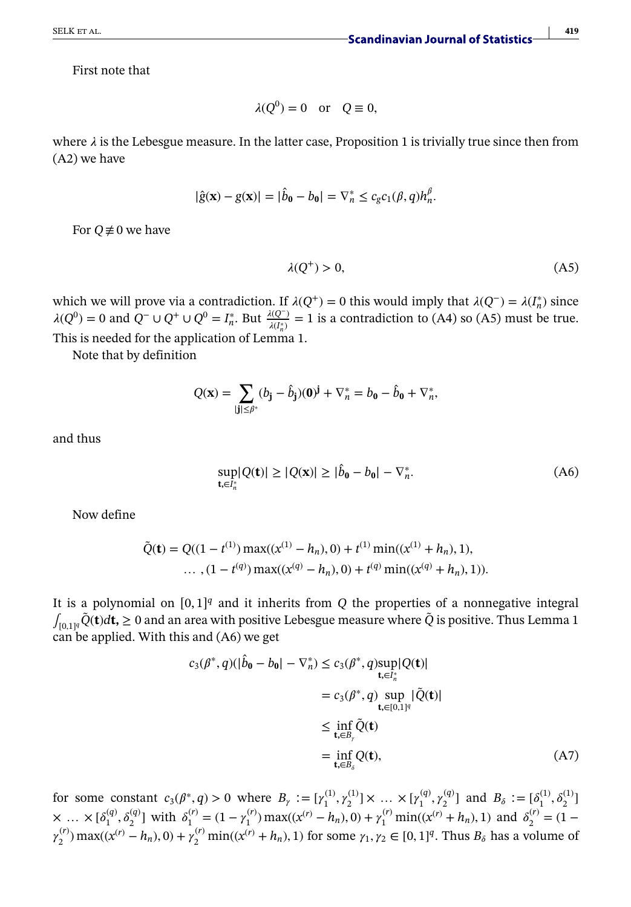First note that

$$\lambda(Q^0) = 0 \quad \text{or} \quad Q \equiv 0,$$

where $\lambda$ is the Lebesgue measure. In the latter case, Proposition 1 is trivially true since then from (A2) we have

$$|\hat{g}(\mathbf{x}) - g(\mathbf{x})| = |\hat{b}_\mathbf{0} - b_\mathbf{0}| = \nabla_n^* \leq c_g c_1(\beta, q) h_n^\beta.$$

For $Q \not\equiv 0$ we have

$$\lambda(Q^+) > 0, \tag{A5}$$

which we will prove via a contradiction. If $\lambda(Q^+) = 0$ this would imply that $\lambda(Q^-) = \lambda(I_n^*)$ since $\lambda(Q^0) = 0$ and $Q^- \cup Q^+ \cup Q^0 = I_n^*$. But $\frac{\lambda(Q^-)}{\lambda(I_n^*)} = 1$ is a contradiction to (A4) so (A5) must be true. This is needed for the application of Lemma 1.

Note that by definition

$$Q(\mathbf{x}) = \sum_{|\mathbf{j}| \leq \beta^*} (b_\mathbf{j} - \hat{b}_\mathbf{j})(\mathbf{0})^\mathbf{j} + \nabla_n^* = b_\mathbf{0} - \hat{b}_\mathbf{0} + \nabla_n^*,$$

and thus

$$\sup_{\mathbf{t}, \in I_n^*} |Q(\mathbf{t})| \geq |Q(\mathbf{x})| \geq |\hat{b}_\mathbf{0} - b_\mathbf{0}| - \nabla_n^*. \tag{A6}$$

Now define

$$\tilde{Q}(\mathbf{t}) = Q((1 - t^{(1)}) \max((x^{(1)} - h_n), 0) + t^{(1)} \min((x^{(1)} + h_n), 1), \\ \ldots, (1 - t^{(q)}) \max((x^{(q)} - h_n), 0) + t^{(q)} \min((x^{(q)} + h_n), 1)).$$

It is a polynomial on $[0, 1]^q$ and it inherits from $Q$ the properties of a nonnegative integral $\int_{[0,1]^q} \tilde{Q}(\mathbf{t}) d\mathbf{t}, \geq 0$ and an area with positive Lebesgue measure where $\tilde{Q}$ is positive. Thus Lemma 1 can be applied. With this and (A6) we get

$$\begin{aligned} c_3(\beta^*, q)(|\hat{b}_\mathbf{0} - b_\mathbf{0}| - \nabla_n^*) &\leq c_3(\beta^*, q) \sup_{\mathbf{t}, \in I_n^*} |Q(\mathbf{t})| \\ &= c_3(\beta^*, q) \sup_{\mathbf{t}, \in [0,1]^q} |\tilde{Q}(\mathbf{t})| \\ &\leq \inf_{\mathbf{t}, \in B_\gamma} \tilde{Q}(\mathbf{t}) \\ &= \inf_{\mathbf{t}, \in B_\delta} Q(\mathbf{t}), \end{aligned} \tag{A7}$$

for some constant $c_3(\beta^*, q) > 0$ where $B_\gamma := [\gamma_1^{(1)}, \gamma_2^{(1)}] \times \ldots \times [\gamma_1^{(q)}, \gamma_2^{(q)}]$ and $B_\delta := [\delta_1^{(1)}, \delta_2^{(1)}] \times \ldots \times [\delta_1^{(q)}, \delta_2^{(q)}]$ with $\delta_1^{(r)} = (1 - \gamma_1^{(r)}) \max((x^{(r)} - h_n), 0) + \gamma_1^{(r)} \min((x^{(r)} + h_n), 1)$ and $\delta_2^{(r)} = (1 - \gamma_2^{(r)}) \max((x^{(r)} - h_n), 0) + \gamma_2^{(r)} \min((x^{(r)} + h_n), 1)$ for some $\gamma_1, \gamma_2 \in [0, 1]^q$. Thus $B_\delta$ has a volume of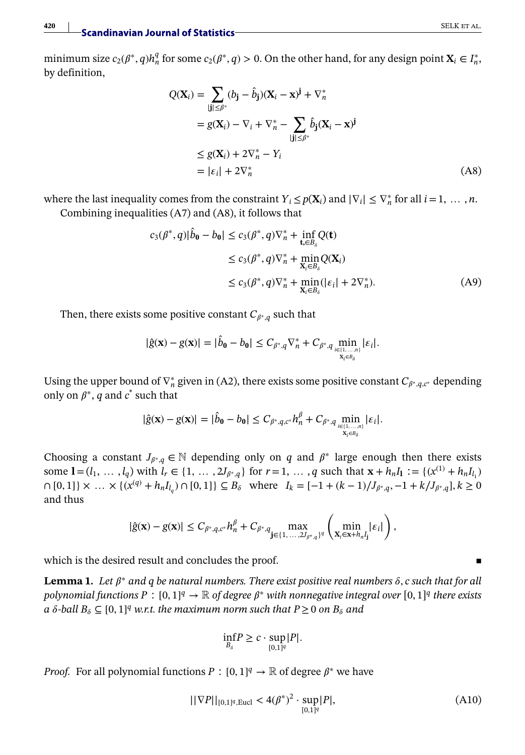minimum size $c_2(\beta^*, q)h_n^q$ for some $c_2(\beta^*, q) > 0$. On the other hand, for any design point $\mathbf{X}_i \in I_n^*$, by definition,

$$
\begin{aligned}
Q(\mathbf{X}_i) &= \sum_{|\mathbf{j}| \le \beta^*} (b_{\mathbf{j}} - \hat{b}_{\mathbf{j}})(\mathbf{X}_i - \mathbf{x})^{\mathbf{j}} + \nabla_n^* \\
&= g(\mathbf{X}_i) - \nabla_i + \nabla_n^* - \sum_{|\mathbf{j}| \le \beta^*} \hat{b}_{\mathbf{j}}(\mathbf{X}_i - \mathbf{x})^{\mathbf{j}} \\
&\le g(\mathbf{X}_i) + 2\nabla_n^* - Y_i \\
&= |\epsilon_i| + 2\nabla_n^*
\end{aligned} \tag{A8}
$$

where the last inequality comes from the constraint $Y_i \le p(\mathbf{X}_i)$ and $|\nabla_i| \le \nabla_n^*$ for all $i = 1, \ldots, n$.

Combining inequalities (A7) and (A8), it follows that

$$
\begin{aligned}
c_3(\beta^*, q)|\hat{b}_{\mathbf{0}} - b_{\mathbf{0}}| &\le c_3(\beta^*, q)\nabla_n^* + \inf_{\mathbf{t}, \in B_\delta} Q(\mathbf{t}) \\
&\le c_3(\beta^*, q)\nabla_n^* + \min_{\mathbf{X}_i \in B_\delta} Q(\mathbf{X}_i) \\
&\le c_3(\beta^*, q)\nabla_n^* + \min_{\mathbf{X}_i \in B_\delta} (|\epsilon_i| + 2\nabla_n^*).
\end{aligned} \tag{A9}
$$

Then, there exists some positive constant $C_{\beta^*,q}$ such that

$$
|\hat{g}(\mathbf{x}) - g(\mathbf{x})| = |\hat{b}_{\mathbf{0}} - b_{\mathbf{0}}| \le C_{\beta^*,q}\nabla_n^* + C_{\beta^*,q} \min_{\substack{i \in \{1,\ldots,n\} \\ \mathbf{X}_i \in B_\delta}} |\epsilon_i|.
$$

Using the upper bound of $\nabla_n^*$ given in (A2), there exists some positive constant $C_{\beta^*,q,c^*}$ depending only on $\beta^*$, $q$ and $c^*$ such that

$$
|\hat{g}(\mathbf{x}) - g(\mathbf{x})| = |\hat{b}_{\mathbf{0}} - b_{\mathbf{0}}| \le C_{\beta^*,q,c^*} h_n^\beta + C_{\beta^*,q} \min_{\substack{i \in \{1,\ldots,n\} \\ \mathbf{x}_i \in B_\delta}} |\epsilon_i|.
$$

Choosing a constant $J_{\beta^*,q} \in \mathbb{N}$ depending only on $q$ and $\beta^*$ large enough then there exists some $\mathbf{l} = (l_1, \ldots, l_q)$ with $l_r \in \{1, \ldots, 2J_{\beta^*,q}\}$ for $r = 1, \ldots, q$ such that $\mathbf{x} + h_n I_{\mathbf{l}} := \{(x^{(1)} + h_n I_{l_1}) \cap [0,1]\} \times \ldots \times \{(x^{(q)} + h_n I_{l_q}) \cap [0,1]\} \subseteq B_\delta$ where $I_k = [-1 + (k-1)/J_{\beta^*,q}, -1 + k/J_{\beta^*,q}], k \ge 0$ and thus

$$
|\hat{g}(\mathbf{x}) - g(\mathbf{x})| \le C_{\beta^*,q,c^*} h_n^\beta + C_{\beta^*,q} \max_{\mathbf{j} \in \{1,\ldots,2J_{\beta^*,q}\}^q} \left( \min_{\mathbf{X}_i \in \mathbf{x} + h_n I_{\mathbf{j}}} |\epsilon_i| \right),
$$

which is the desired result and concludes the proof. ∎

**Lemma 1.** *Let $\beta^*$ and $q$ be natural numbers. There exist positive real numbers $\delta, c$ such that for all polynomial functions $P : [0,1]^q \to \mathbb{R}$ of degree $\beta^*$ with nonnegative integral over $[0,1]^q$ there exists a $\delta$-ball $B_\delta \subseteq [0,1]^q$ w.r.t. the maximum norm such that $P \ge 0$ on $B_\delta$ and*

$$
\inf_{B_\delta} P \ge c \cdot \sup_{[0,1]^q} |P|.
$$

*Proof.* For all polynomial functions $P : [0,1]^q \to \mathbb{R}$ of degree $\beta^*$ we have

$$
||\nabla P||_{[0,1]^q,\mathrm{Eucl}} < 4(\beta^*)^2 \cdot \sup_{[0,1]^q} |P|, \tag{A10}
$$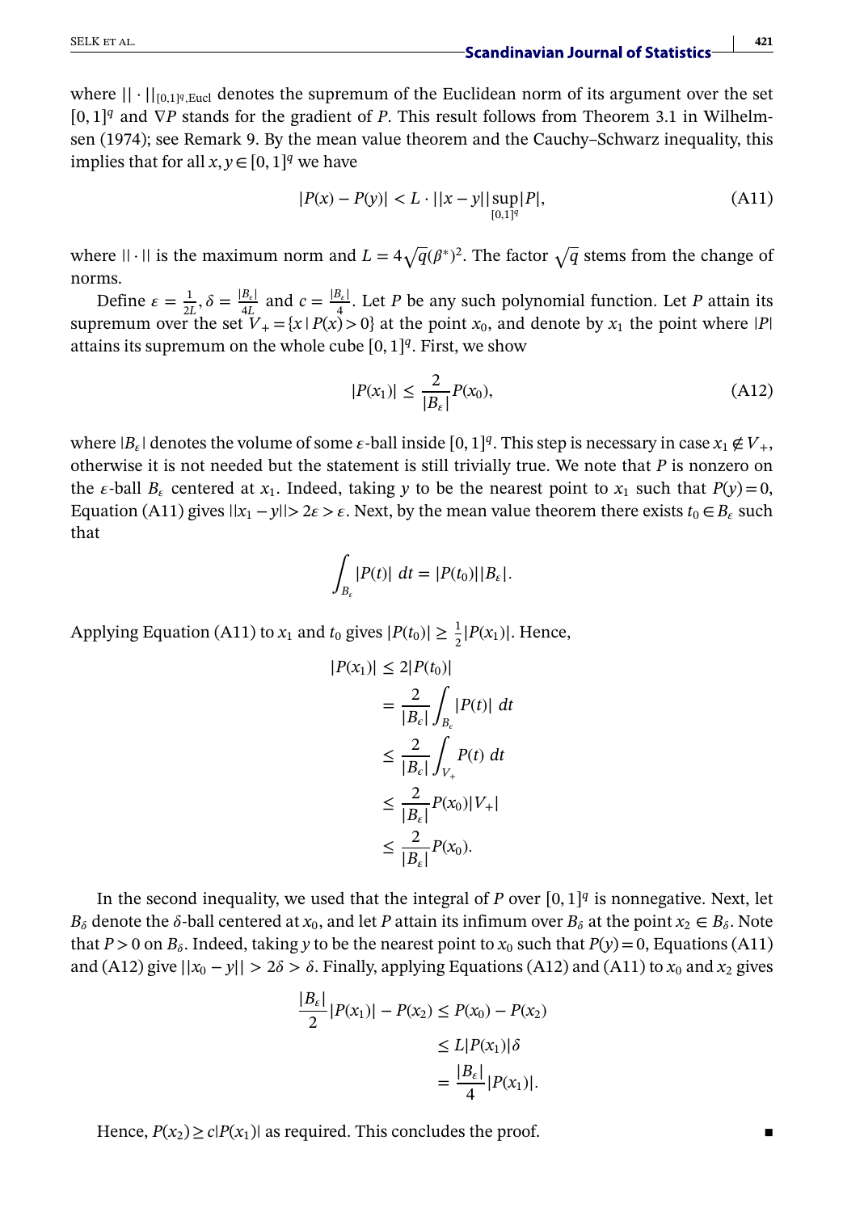where $||\cdot||_{[0,1]^q,\text{Eucl}}$ denotes the supremum of the Euclidean norm of its argument over the set $[0,1]^q$ and $\nabla P$ stands for the gradient of $P$. This result follows from Theorem 3.1 in Wilhelmsen (1974); see Remark 9. By the mean value theorem and the Cauchy–Schwarz inequality, this implies that for all $x, y \in [0,1]^q$ we have

$$
|P(x) - P(y)| < L \cdot ||x - y|| \sup_{[0,1]^q} |P|, \tag{A11}
$$

where $||\cdot||$ is the maximum norm and $L = 4\sqrt{q}(\beta^*)^2$. The factor $\sqrt{q}$ stems from the change of norms.

Define $\epsilon = \frac{1}{2L}$, $\delta = \frac{|B_\epsilon|}{4L}$ and $c = \frac{|B_\epsilon|}{4}$. Let $P$ be any such polynomial function. Let $P$ attain its supremum over the set $V_+ = \{x \mid P(x) > 0\}$ at the point $x_0$, and denote by $x_1$ the point where $|P|$ attains its supremum on the whole cube $[0,1]^q$. First, we show

$$
|P(x_1)| \leq \frac{2}{|B_\epsilon|} P(x_0), \tag{A12}
$$

where $|B_\epsilon|$ denotes the volume of some $\epsilon$-ball inside $[0,1]^q$. This step is necessary in case $x_1 \notin V_+$, otherwise it is not needed but the statement is still trivially true. We note that $P$ is nonzero on the $\epsilon$-ball $B_\epsilon$ centered at $x_1$. Indeed, taking $y$ to be the nearest point to $x_1$ such that $P(y) = 0$, Equation (A11) gives $||x_1 - y|| > 2\epsilon > \epsilon$. Next, by the mean value theorem there exists $t_0 \in B_\epsilon$ such that

$$
\int_{B_\epsilon} |P(t)| \, dt = |P(t_0)||B_\epsilon|.
$$

Applying Equation (A11) to $x_1$ and $t_0$ gives $|P(t_0)| \geq \frac{1}{2}|P(x_1)|$. Hence,

$$
\begin{aligned}
|P(x_1)| &\leq 2|P(t_0)| \\
&= \frac{2}{|B_\epsilon|} \int_{B_\epsilon} |P(t)| \, dt \\
&\leq \frac{2}{|B_\epsilon|} \int_{V_+} P(t) \, dt \\
&\leq \frac{2}{|B_\epsilon|} P(x_0)|V_+| \\
&\leq \frac{2}{|B_\epsilon|} P(x_0).
\end{aligned}
$$

In the second inequality, we used that the integral of $P$ over $[0,1]^q$ is nonnegative. Next, let $B_\delta$ denote the $\delta$-ball centered at $x_0$, and let $P$ attain its infimum over $B_\delta$ at the point $x_2 \in B_\delta$. Note that $P > 0$ on $B_\delta$. Indeed, taking $y$ to be the nearest point to $x_0$ such that $P(y) = 0$, Equations (A11) and (A12) give $||x_0 - y|| > 2\delta > \delta$. Finally, applying Equations (A12) and (A11) to $x_0$ and $x_2$ gives

$$
\begin{aligned}
\frac{|B_\epsilon|}{2}|P(x_1)| - P(x_2) &\leq P(x_0) - P(x_2) \\
&\leq L|P(x_1)|\delta \\
&= \frac{|B_\epsilon|}{4}|P(x_1)|.
\end{aligned}
$$

Hence, $P(x_2) \geq c|P(x_1)|$ as required. This concludes the proof. ∎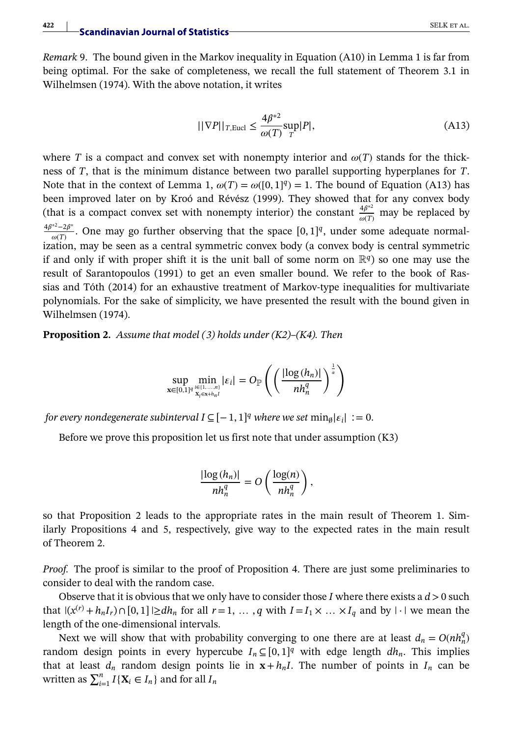*Remark* 9. The bound given in the Markov inequality in Equation (A10) in Lemma 1 is far from being optimal. For the sake of completeness, we recall the full statement of Theorem 3.1 in Wilhelmsen (1974). With the above notation, it writes

$$||\nabla P||_{T,\mathrm{Eucl}} \leq \frac{4\beta^{*2}}{\omega(T)} \sup_T |P|, \tag{A13}$$

where $T$ is a compact and convex set with nonempty interior and $\omega(T)$ stands for the thickness of $T$, that is the minimum distance between two parallel supporting hyperplanes for $T$. Note that in the context of Lemma 1, $\omega(T) = \omega([0,1]^q) = 1$. The bound of Equation (A13) has been improved later on by Kroó and Révész (1999). They showed that for any convex body (that is a compact convex set with nonempty interior) the constant $\frac{4\beta^{*2}}{\omega(T)}$ may be replaced by $\frac{4\beta^{*2}-2\beta^*}{\omega(T)}$. One may go further observing that the space $[0,1]^q$, under some adequate normalization, may be seen as a central symmetric convex body (a convex body is central symmetric if and only if with proper shift it is the unit ball of some norm on $\mathbb{R}^q$) so one may use the result of Sarantopoulos (1991) to get an even smaller bound. We refer to the book of Rassias and Tóth (2014) for an exhaustive treatment of Markov-type inequalities for multivariate polynomials. For the sake of simplicity, we have presented the result with the bound given in Wilhelmsen (1974).

**Proposition 2.** *Assume that model (3) holds under (K2)–(K4). Then*

$$\sup_{\mathbf{x}\in[0,1]^q} \min_{\substack{i\in\{1,\dots,n\} \\ \mathbf{X}_i \in \mathbf{x}+h_n I}} |\varepsilon_i| = O_{\mathbb{P}}\left( \left( \frac{|\log(h_n)|}{nh_n^q} \right)^{\frac{1}{\alpha}} \right)$$

*for every nondegenerate subinterval $I \subseteq [-1,1]^q$ where we set $\min_{\emptyset} |\varepsilon_i| := 0$.*

Before we prove this proposition let us first note that under assumption (K3)

$$\frac{|\log(h_n)|}{nh_n^q} = O\left( \frac{\log(n)}{nh_n^q} \right),$$

so that Proposition 2 leads to the appropriate rates in the main result of Theorem 1. Similarly Propositions 4 and 5, respectively, give way to the expected rates in the main result of Theorem 2.

*Proof.* The proof is similar to the proof of Proposition 4. There are just some preliminaries to consider to deal with the random case.

Observe that it is obvious that we only have to consider those $I$ where there exists a $d > 0$ such that $|(x^{(r)} + h_n I_r) \cap [0,1]| \geq d h_n$ for all $r = 1, \dots, q$ with $I = I_1 \times \dots \times I_q$ and by $|\cdot|$ we mean the length of the one-dimensional intervals.

Next we will show that with probability converging to one there are at least $d_n = O(nh_n^q)$ random design points in every hypercube $I_n \subseteq [0,1]^q$ with edge length $dh_n$. This implies that at least $d_n$ random design points lie in $\mathbf{x} + h_n I$. The number of points in $I_n$ can be written as $\sum_{i=1}^n I\{\mathbf{X}_i \in I_n\}$ and for all $I_n$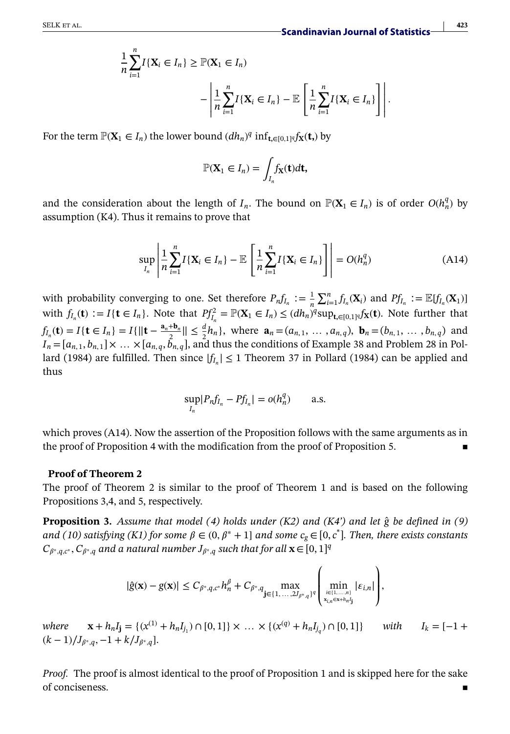$$\frac{1}{n}\sum_{i=1}^{n} I\{\mathbf{X}_i \in I_n\} \geq \mathbb{P}(\mathbf{X}_1 \in I_n) - \left| \frac{1}{n}\sum_{i=1}^{n} I\{\mathbf{X}_i \in I_n\} - \mathbb{E}\left[\frac{1}{n}\sum_{i=1}^{n} I\{\mathbf{X}_i \in I_n\}\right]\right|.$$

For the term $\mathbb{P}(\mathbf{X}_1 \in I_n)$ the lower bound $(dh_n)^q \inf_{\mathbf{t},\in[0,1]^q} f_{\mathbf{X}}(\mathbf{t},)$ by

$$\mathbb{P}(\mathbf{X}_1 \in I_n) = \int_{I_n} f_{\mathbf{X}}(\mathbf{t})d\mathbf{t},$$

and the consideration about the length of $I_n$. The bound on $\mathbb{P}(\mathbf{X}_1 \in I_n)$ is of order $O(h_n^q)$ by assumption (K4). Thus it remains to prove that

$$\sup_{I_n} \left| \frac{1}{n}\sum_{i=1}^{n} I\{\mathbf{X}_i \in I_n\} - \mathbb{E}\left[\frac{1}{n}\sum_{i=1}^{n} I\{\mathbf{X}_i \in I_n\}\right]\right| = O(h_n^q) \tag{A14}$$

with probability converging to one. Set therefore $P_n f_{I_n} := \frac{1}{n}\sum_{i=1}^{n} f_{I_n}(\mathbf{X}_i)$ and $Pf_{I_n} := \mathbb{E}[f_{I_n}(\mathbf{X}_1)]$ with $f_{I_n}(\mathbf{t}) := I\{\mathbf{t} \in I_n\}$. Note that $Pf_{I_n}^2 = \mathbb{P}(\mathbf{X}_1 \in I_n) \leq (dh_n)^q \sup_{\mathbf{t},\in[0,1]^q} f_{\mathbf{X}}(\mathbf{t})$. Note further that $f_{I_n}(\mathbf{t}) = I\{\mathbf{t} \in I_n\} = I\{\|\mathbf{t} - \frac{\mathbf{a}_n+\mathbf{b}_n}{2}\| \leq \frac{d}{2}h_n\}$, where $\mathbf{a}_n = (a_{n,1}, \ldots, a_{n,q})$, $\mathbf{b}_n = (b_{n,1}, \ldots, b_{n,q})$ and $I_n = [a_{n,1}, b_{n,1}] \times \ldots \times [a_{n,q}, b_{n,q}]$, and thus the conditions of Example 38 and Problem 28 in Pollard (1984) are fulfilled. Then since $|f_{I_n}| \leq 1$ Theorem 37 in Pollard (1984) can be applied and thus

$$\sup_{I_n} |P_n f_{I_n} - Pf_{I_n}| = o(h_n^q) \qquad \text{a.s.}$$

which proves (A14). Now the assertion of the Proposition follows with the same arguments as in the proof of Proposition 4 with the modification from the proof of Proposition 5. ∎

### Proof of Theorem 2

The proof of Theorem 2 is similar to the proof of Theorem 1 and is based on the following Propositions 3,4, and 5, respectively.

**Proposition 3.** *Assume that model (4) holds under (K2) and (K4') and let $\hat{g}$ be defined in (9) and (10) satisfying (K1) for some $\beta \in (0, \beta^* + 1]$ and some $c_g \in [0, c^*]$. Then, there exists constants $C_{\beta^*,q,c^*}$, $C_{\beta^*,q}$ and a natural number $J_{\beta^*,q}$ such that for all $\mathbf{x} \in [0,1]^q$*

$$|\hat{g}(\mathbf{x}) - g(\mathbf{x})| \leq C_{\beta^*,q,c^*} h_n^{\beta} + C_{\beta^*,q} \max_{\mathbf{j}\in\{1,\ldots,2J_{\beta^*,q}\}^q} \left( \min_{\substack{i\in\{1,\ldots,n\} \\ \mathbf{x}_{i,n}\in\mathbf{x}+h_n I_{\mathbf{j}}}} |\varepsilon_{i,n}| \right),$$

*where* $\mathbf{x} + h_n I_{\mathbf{j}} = \{(x^{(1)} + h_n I_{j_1}) \cap [0,1]\} \times \ldots \times \{(x^{(q)} + h_n I_{j_q}) \cap [0,1]\}$ *with* $I_k = [-1 + (k-1)/J_{\beta^*,q}, -1 + k/J_{\beta^*,q}]$.

*Proof.* The proof is almost identical to the proof of Proposition 1 and is skipped here for the sake of conciseness. ∎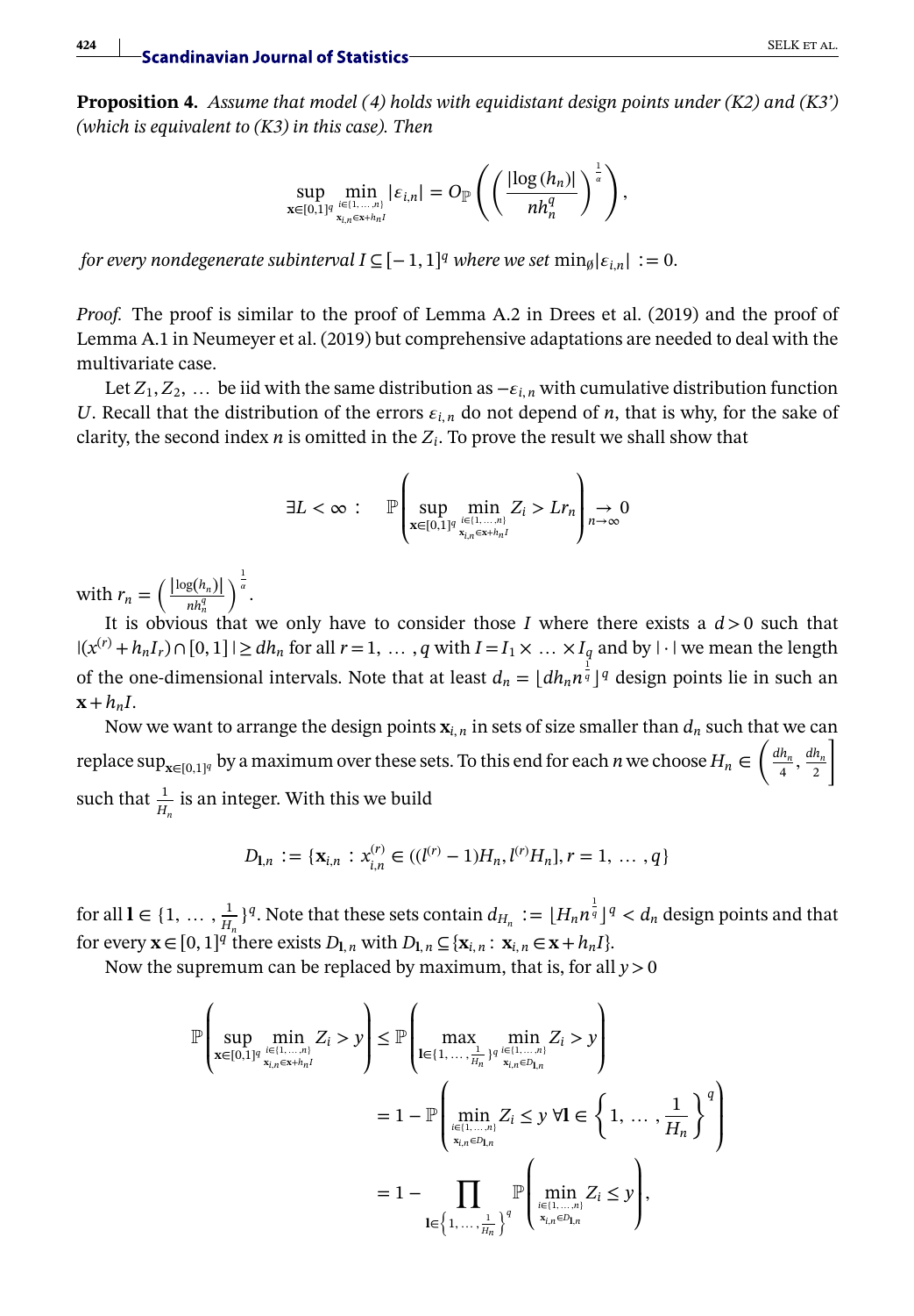**Proposition 4.** *Assume that model (4) holds with equidistant design points under (K2) and (K3') (which is equivalent to (K3) in this case). Then*

$$\sup_{\mathbf{x}\in[0,1]^q} \min_{\substack{i\in\{1,\dots,n\}\\ \mathbf{x}_{i,n}\in\mathbf{x}+h_nI}} |\varepsilon_{i,n}| = O_{\mathbb{P}}\left(\left(\frac{|\log(h_n)|}{nh_n^q}\right)^{\frac{1}{\alpha}}\right),$$

*for every nondegenerate subinterval $I\subseteq[-1,1]^q$ where we set $\min_{\emptyset}|\varepsilon_{i,n}| := 0$.*

*Proof.* The proof is similar to the proof of Lemma A.2 in Drees et al. (2019) and the proof of Lemma A.1 in Neumeyer et al. (2019) but comprehensive adaptations are needed to deal with the multivariate case.

Let $Z_1, Z_2, \dots$ be iid with the same distribution as $-\varepsilon_{i,n}$ with cumulative distribution function $U$. Recall that the distribution of the errors $\varepsilon_{i,n}$ do not depend of $n$, that is why, for the sake of clarity, the second index $n$ is omitted in the $Z_i$. To prove the result we shall show that

$$\exists L<\infty: \quad \mathbb{P}\left(\sup_{\mathbf{x}\in[0,1]^q} \min_{\substack{i\in\{1,\dots,n\}\\ \mathbf{x}_{i,n}\in\mathbf{x}+h_nI}} Z_i > Lr_n\right) \underset{n\to\infty}{\to} 0$$

with $r_n = \left(\frac{|\log(h_n)|}{nh_n^q}\right)^{\frac{1}{\alpha}}$.

It is obvious that we only have to consider those $I$ where there exists a $d>0$ such that $|(x^{(r)}+h_nI_r)\cap[0,1]| \geq dh_n$ for all $r=1,\dots,q$ with $I=I_1\times\dots\times I_q$ and by $|\cdot|$ we mean the length of the one-dimensional intervals. Note that at least $d_n = \lfloor dh_n n^{\frac{1}{q}}\rfloor^q$ design points lie in such an $\mathbf{x}+h_nI$.

Now we want to arrange the design points $\mathbf{x}_{i,n}$ in sets of size smaller than $d_n$ such that we can replace $\sup_{\mathbf{x}\in[0,1]^q}$ by a maximum over these sets. To this end for each $n$ we choose $H_n\in\left(\frac{dh_n}{4},\frac{dh_n}{2}\right]$ such that $\frac{1}{H_n}$ is an integer. With this we build

$$D_{\mathbf{l},n} := \{\mathbf{x}_{i,n}: x_{i,n}^{(r)}\in((l^{(r)}-1)H_n, l^{(r)}H_n], r=1,\dots,q\}$$

for all $\mathbf{l}\in\{1,\dots,\frac{1}{H_n}\}^q$. Note that these sets contain $d_{H_n} := \lfloor H_n n^{\frac{1}{q}}\rfloor^q < d_n$ design points and that for every $\mathbf{x}\in[0,1]^q$ there exists $D_{\mathbf{l},n}$ with $D_{\mathbf{l},n}\subseteq\{\mathbf{x}_{i,n}: \mathbf{x}_{i,n}\in\mathbf{x}+h_nI\}$.

Now the supremum can be replaced by maximum, that is, for all $y>0$

$$\begin{aligned}
\mathbb{P}\left(\sup_{\mathbf{x}\in[0,1]^q} \min_{\substack{i\in\{1,\dots,n\}\\ \mathbf{x}_{i,n}\in\mathbf{x}+h_nI}} Z_i > y\right) &\leq \mathbb{P}\left(\max_{\mathbf{l}\in\{1,\dots,\frac{1}{H_n}\}^q} \min_{\substack{i\in\{1,\dots,n\}\\ \mathbf{x}_{i,n}\in D_{\mathbf{l},n}}} Z_i > y\right)\\
&= 1-\mathbb{P}\left(\min_{\substack{i\in\{1,\dots,n\}\\ \mathbf{x}_{i,n}\in D_{\mathbf{l},n}}} Z_i \leq y \ \forall \mathbf{l}\in\left\{1,\dots,\frac{1}{H_n}\right\}^q\right)\\
&= 1-\prod_{\mathbf{l}\in\left\{1,\dots,\frac{1}{H_n}\right\}^q} \mathbb{P}\left(\min_{\substack{i\in\{1,\dots,n\}\\ \mathbf{x}_{i,n}\in D_{\mathbf{l},n}}} Z_i \leq y\right),
\end{aligned}$$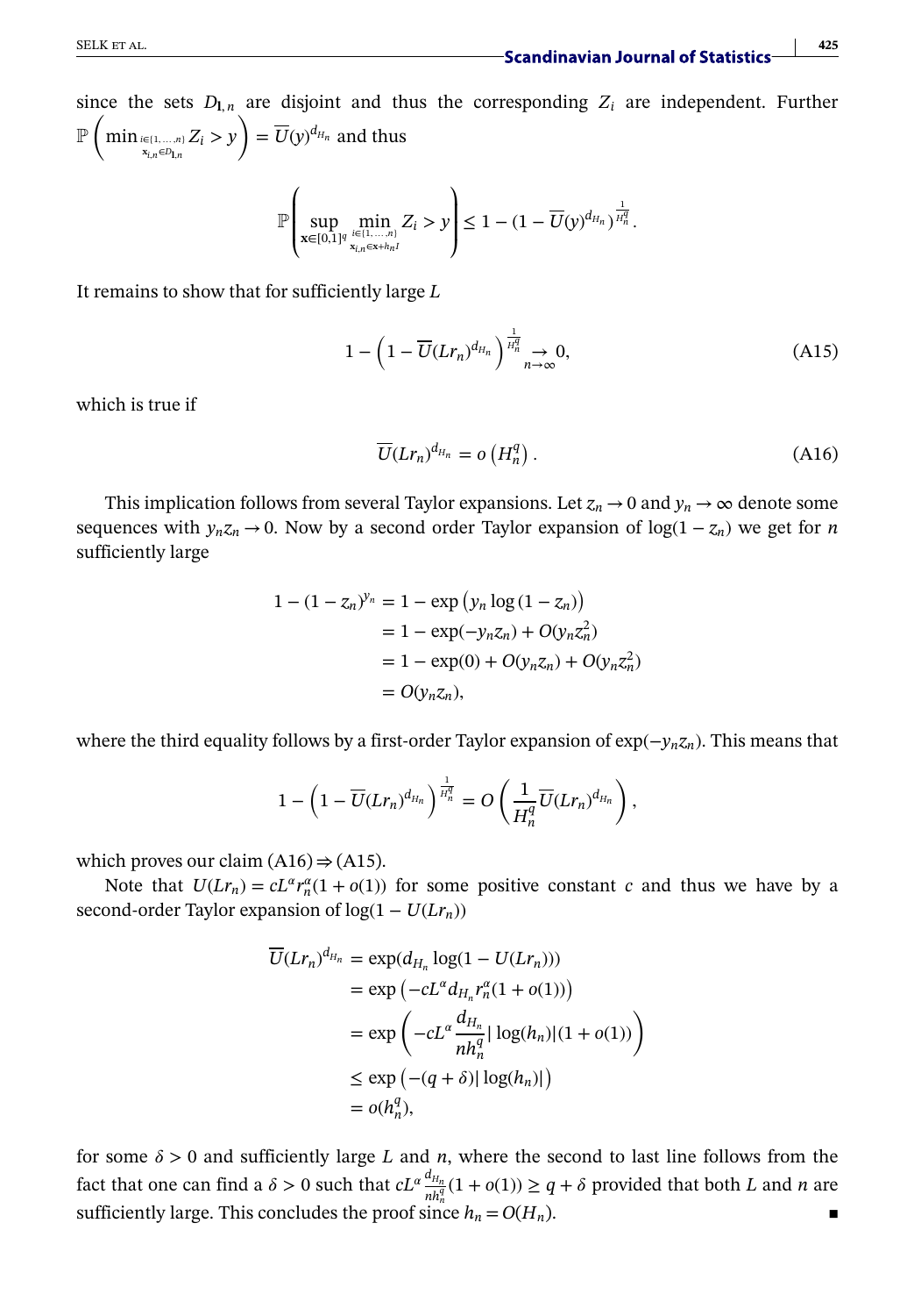since the sets $D_{\mathbf{l},n}$ are disjoint and thus the corresponding $Z_i$ are independent. Further $\mathbb{P}\left(\min_{\substack{i\in\{1,\dots,n\}\\ \mathbf{x}_{i,n}\in D_{\mathbf{l},n}}} Z_i > y\right) = \overline{U}(y)^{d_{H_n}}$ and thus

$$\mathbb{P}\left(\sup_{\mathbf{x}\in[0,1]^q} \min_{\substack{i\in\{1,\dots,n\}\\ \mathbf{x}_{i,n}\in \mathbf{x}+h_n I}} Z_i > y\right) \leq 1 - (1 - \overline{U}(y)^{d_{H_n}})^{\frac{1}{H_n^q}}.$$

It remains to show that for sufficiently large $L$

$$1 - \left(1 - \overline{U}(Lr_n)^{d_{H_n}}\right)^{\frac{1}{H_n^q}} \underset{n\to\infty}{\to} 0, \tag{A15}$$

which is true if

$$\overline{U}(Lr_n)^{d_{H_n}} = o\left(H_n^q\right). \tag{A16}$$

This implication follows from several Taylor expansions. Let $z_n \to 0$ and $y_n \to \infty$ denote some sequences with $y_n z_n \to 0$. Now by a second order Taylor expansion of $\log(1 - z_n)$ we get for $n$ sufficiently large

$$\begin{aligned}
1 - (1 - z_n)^{y_n} &= 1 - \exp\left(y_n \log(1 - z_n)\right) \\
&= 1 - \exp(-y_n z_n) + O(y_n z_n^2) \\
&= 1 - \exp(0) + O(y_n z_n) + O(y_n z_n^2) \\
&= O(y_n z_n),
\end{aligned}$$

where the third equality follows by a first-order Taylor expansion of $\exp(-y_n z_n)$. This means that

$$1 - \left(1 - \overline{U}(Lr_n)^{d_{H_n}}\right)^{\frac{1}{H_n^q}} = O\left(\frac{1}{H_n^q}\overline{U}(Lr_n)^{d_{H_n}}\right),$$

which proves our claim (A16) $\Rightarrow$ (A15).

Note that $U(Lr_n) = cL^\alpha r_n^\alpha(1 + o(1))$ for some positive constant $c$ and thus we have by a second-order Taylor expansion of $\log(1 - U(Lr_n))$

$$\begin{aligned}
\overline{U}(Lr_n)^{d_{H_n}} &= \exp(d_{H_n} \log(1 - U(Lr_n))) \\
&= \exp\left(-cL^\alpha d_{H_n} r_n^\alpha(1 + o(1))\right) \\
&= \exp\left(-cL^\alpha \frac{d_{H_n}}{nh_n^q} |\log(h_n)|(1 + o(1))\right) \\
&\leq \exp\left(-(q + \delta)|\log(h_n)|\right) \\
&= o(h_n^q),
\end{aligned}$$

for some $\delta > 0$ and sufficiently large $L$ and $n$, where the second to last line follows from the fact that one can find a $\delta > 0$ such that $cL^\alpha \frac{d_{H_n}}{nh_n^q}(1 + o(1)) \geq q + \delta$ provided that both $L$ and $n$ are sufficiently large. This concludes the proof since $h_n = O(H_n)$. ∎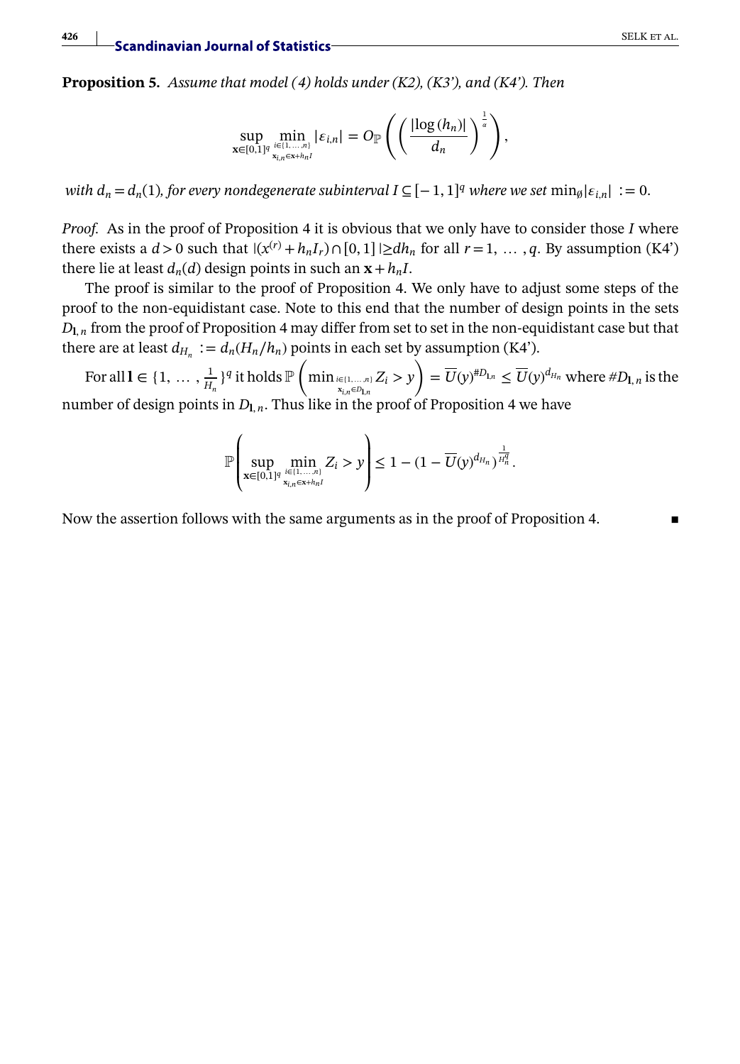**Proposition 5.** *Assume that model (4) holds under (K2), (K3'), and (K4'). Then*

$$\sup_{\mathbf{x}\in[0,1]^q} \min_{\substack{i\in\{1,\ldots,n\} \\ \mathbf{x}_{i,n}\in\mathbf{x}+h_nI}} |\varepsilon_{i,n}| = O_{\mathbb{P}}\left(\left(\frac{|\log(h_n)|}{d_n}\right)^{\frac{1}{\alpha}}\right),$$

*with $d_n = d_n(1)$, for every nondegenerate subinterval $I \subseteq [-1,1]^q$ where we set $\min_{\emptyset}|\varepsilon_{i,n}| := 0$.*

*Proof.* As in the proof of Proposition 4 it is obvious that we only have to consider those $I$ where there exists a $d > 0$ such that $|(x^{(r)} + h_nI_r) \cap [0,1]| \geq dh_n$ for all $r = 1, \ldots, q$. By assumption (K4') there lie at least $d_n(d)$ design points in such an $\mathbf{x} + h_nI$.

The proof is similar to the proof of Proposition 4. We only have to adjust some steps of the proof to the non-equidistant case. Note to this end that the number of design points in the sets $D_{\mathbf{l},n}$ from the proof of Proposition 4 may differ from set to set in the non-equidistant case but that there are at least $d_{H_n} := d_n(H_n/h_n)$ points in each set by assumption (K4').

For all $\mathbf{l} \in \{1, \ldots, \frac{1}{H_n}\}^q$ it holds $\mathbb{P}\left(\min_{\substack{i\in\{1,\ldots,n\} \\ \mathbf{x}_{i,n}\in D_{\mathbf{l},n}}} Z_i > y\right) = \overline{U}(y)^{\#D_{\mathbf{l},n}} \leq \overline{U}(y)^{d_{H_n}}$ where $\#D_{\mathbf{l},n}$ is the number of design points in $D_{\mathbf{l},n}$. Thus like in the proof of Proposition 4 we have

$$\mathbb{P}\left(\sup_{\mathbf{x}\in[0,1]^q} \min_{\substack{i\in\{1,\ldots,n\} \\ \mathbf{x}_{i,n}\in\mathbf{x}+h_nI}} Z_i > y\right) \leq 1 - (1 - \overline{U}(y)^{d_{H_n}})^{\frac{1}{H_n^q}}.$$

Now the assertion follows with the same arguments as in the proof of Proposition 4. ∎